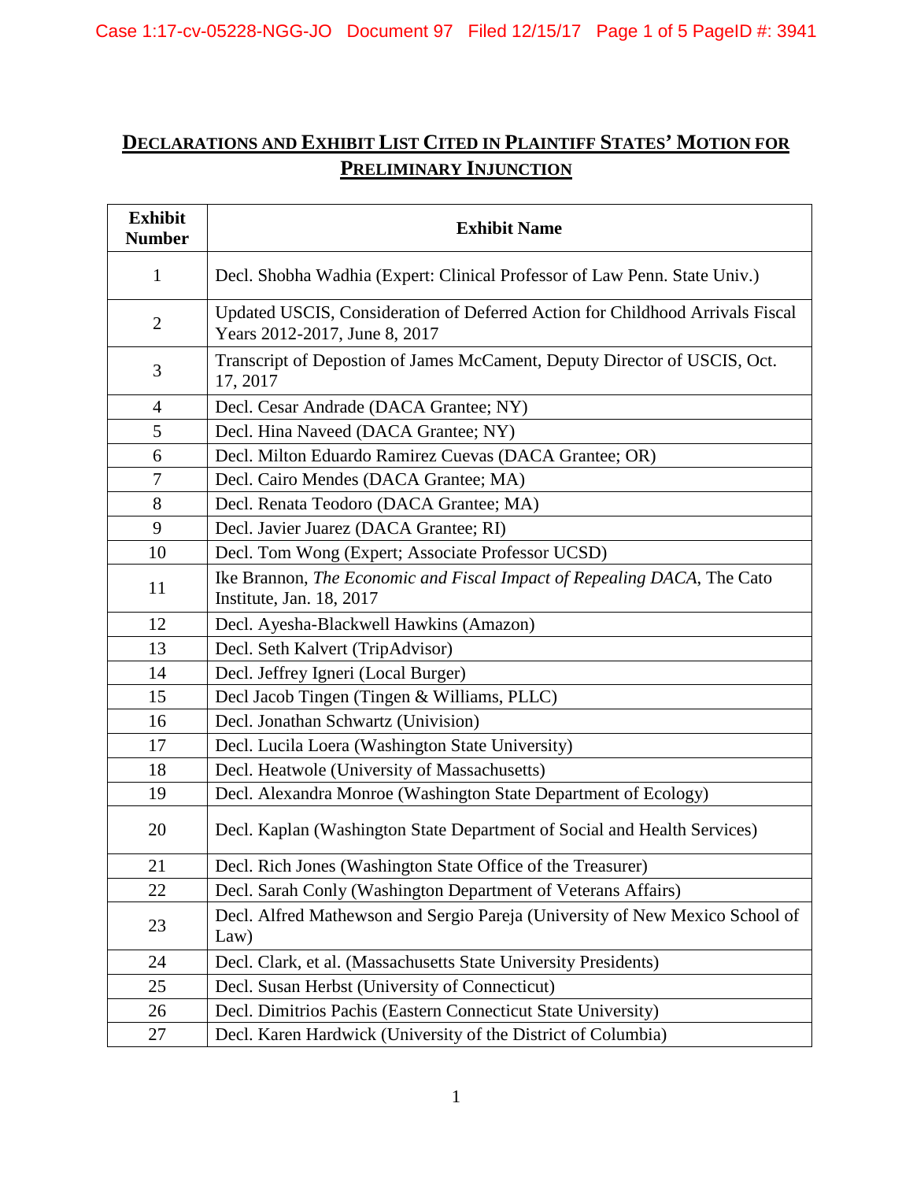# <u>DECLARATIONS AND EXHIBIT LIST CITED IN PLAINTIFF STATES' MOTION FOR PRELIMINARY INJUNCTION</u>

| Exhibit Number | Exhibit Name |
|---|---|
| 1 | Decl. Shobha Wadhia (Expert: Clinical Professor of Law Penn. State Univ.) |
| 2 | Updated USCIS, Consideration of Deferred Action for Childhood Arrivals Fiscal Years 2012-2017, June 8, 2017 |
| 3 | Transcript of Depostion of James McCament, Deputy Director of USCIS, Oct. 17, 2017 |
| 4 | Decl. Cesar Andrade (DACA Grantee; NY) |
| 5 | Decl. Hina Naveed (DACA Grantee; NY) |
| 6 | Decl. Milton Eduardo Ramirez Cuevas (DACA Grantee; OR) |
| 7 | Decl. Cairo Mendes (DACA Grantee; MA) |
| 8 | Decl. Renata Teodoro (DACA Grantee; MA) |
| 9 | Decl. Javier Juarez (DACA Grantee; RI) |
| 10 | Decl. Tom Wong (Expert; Associate Professor UCSD) |
| 11 | Ike Brannon, *The Economic and Fiscal Impact of Repealing DACA*, The Cato Institute, Jan. 18, 2017 |
| 12 | Decl. Ayesha-Blackwell Hawkins (Amazon) |
| 13 | Decl. Seth Kalvert (TripAdvisor) |
| 14 | Decl. Jeffrey Igneri (Local Burger) |
| 15 | Decl Jacob Tingen (Tingen & Williams, PLLC) |
| 16 | Decl. Jonathan Schwartz (Univision) |
| 17 | Decl. Lucila Loera (Washington State University) |
| 18 | Decl. Heatwole (University of Massachusetts) |
| 19 | Decl. Alexandra Monroe (Washington State Department of Ecology) |
| 20 | Decl. Kaplan (Washington State Department of Social and Health Services) |
| 21 | Decl. Rich Jones (Washington State Office of the Treasurer) |
| 22 | Decl. Sarah Conly (Washington Department of Veterans Affairs) |
| 23 | Decl. Alfred Mathewson and Sergio Pareja (University of New Mexico School of Law) |
| 24 | Decl. Clark, et al. (Massachusetts State University Presidents) |
| 25 | Decl. Susan Herbst (University of Connecticut) |
| 26 | Decl. Dimitrios Pachis (Eastern Connecticut State University) |
| 27 | Decl. Karen Hardwick (University of the District of Columbia) |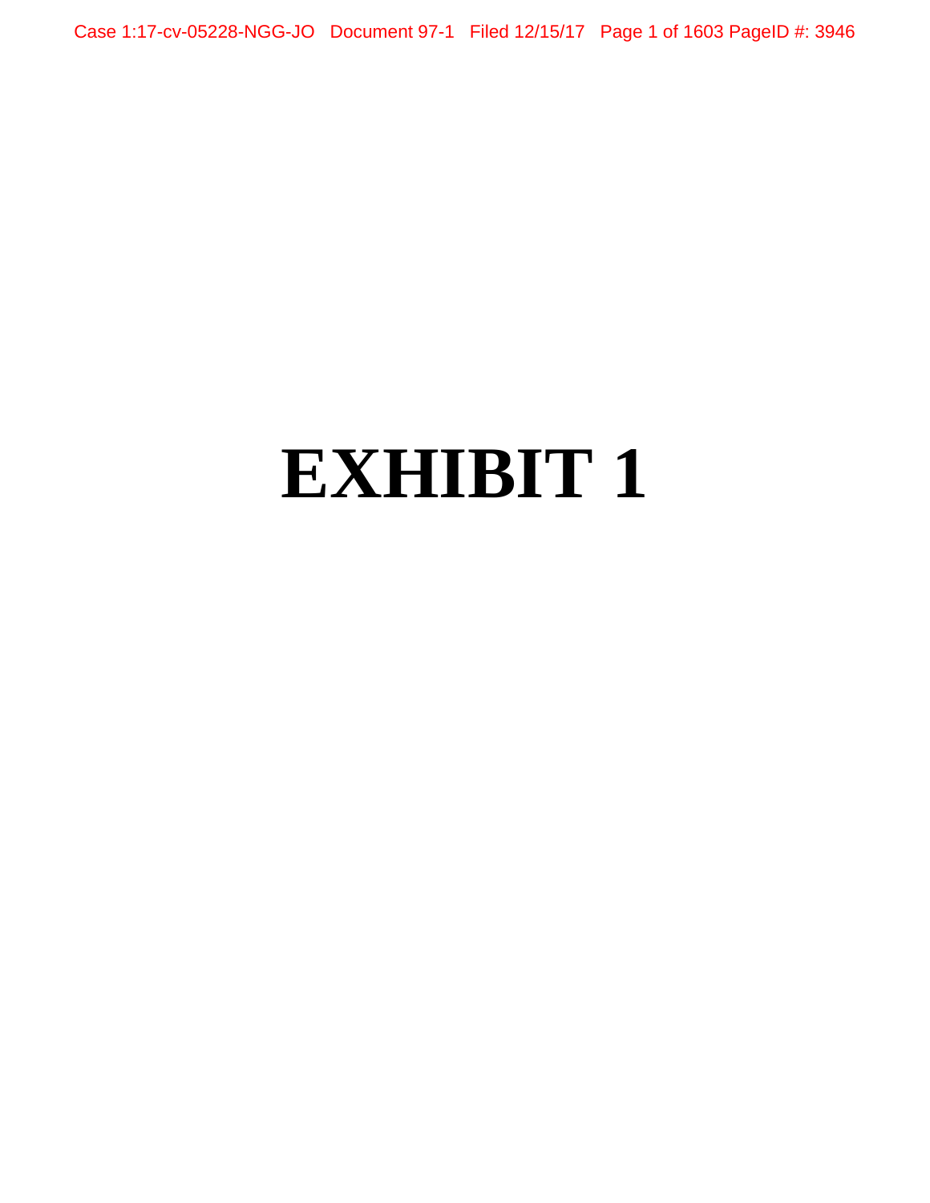# EXHIBIT 1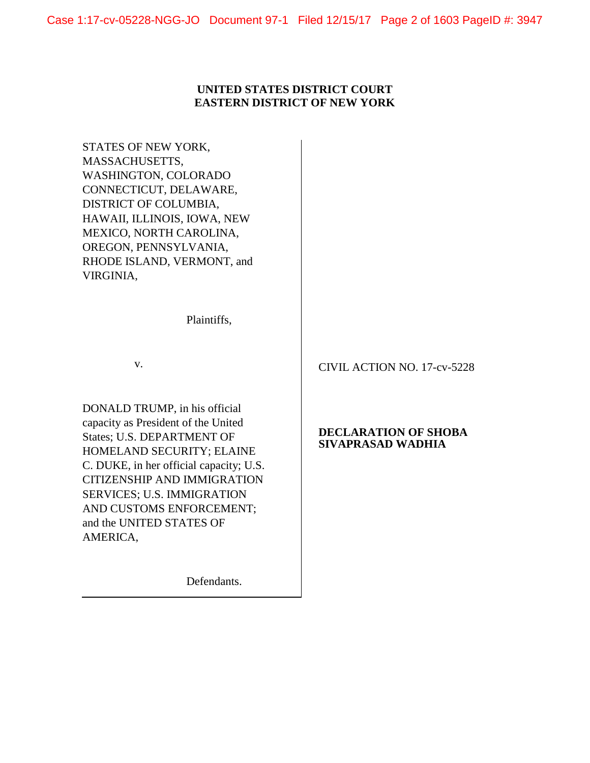**UNITED STATES DISTRICT COURT**
**EASTERN DISTRICT OF NEW YORK**

| | |
|---|---|
| STATES OF NEW YORK, MASSACHUSETTS, WASHINGTON, COLORADO CONNECTICUT, DELAWARE, DISTRICT OF COLUMBIA, HAWAII, ILLINOIS, IOWA, NEW MEXICO, NORTH CAROLINA, OREGON, PENNSYLVANIA, RHODE ISLAND, VERMONT, and VIRGINIA,<br><br>Plaintiffs,<br><br>v.<br><br>DONALD TRUMP, in his official capacity as President of the United States; U.S. DEPARTMENT OF HOMELAND SECURITY; ELAINE C. DUKE, in her official capacity; U.S. CITIZENSHIP AND IMMIGRATION SERVICES; U.S. IMMIGRATION AND CUSTOMS ENFORCEMENT; and the UNITED STATES OF AMERICA,<br><br>Defendants. | CIVIL ACTION NO. 17-cv-5228<br><br>**DECLARATION OF SHOBA SIVAPRASAD WADHIA** |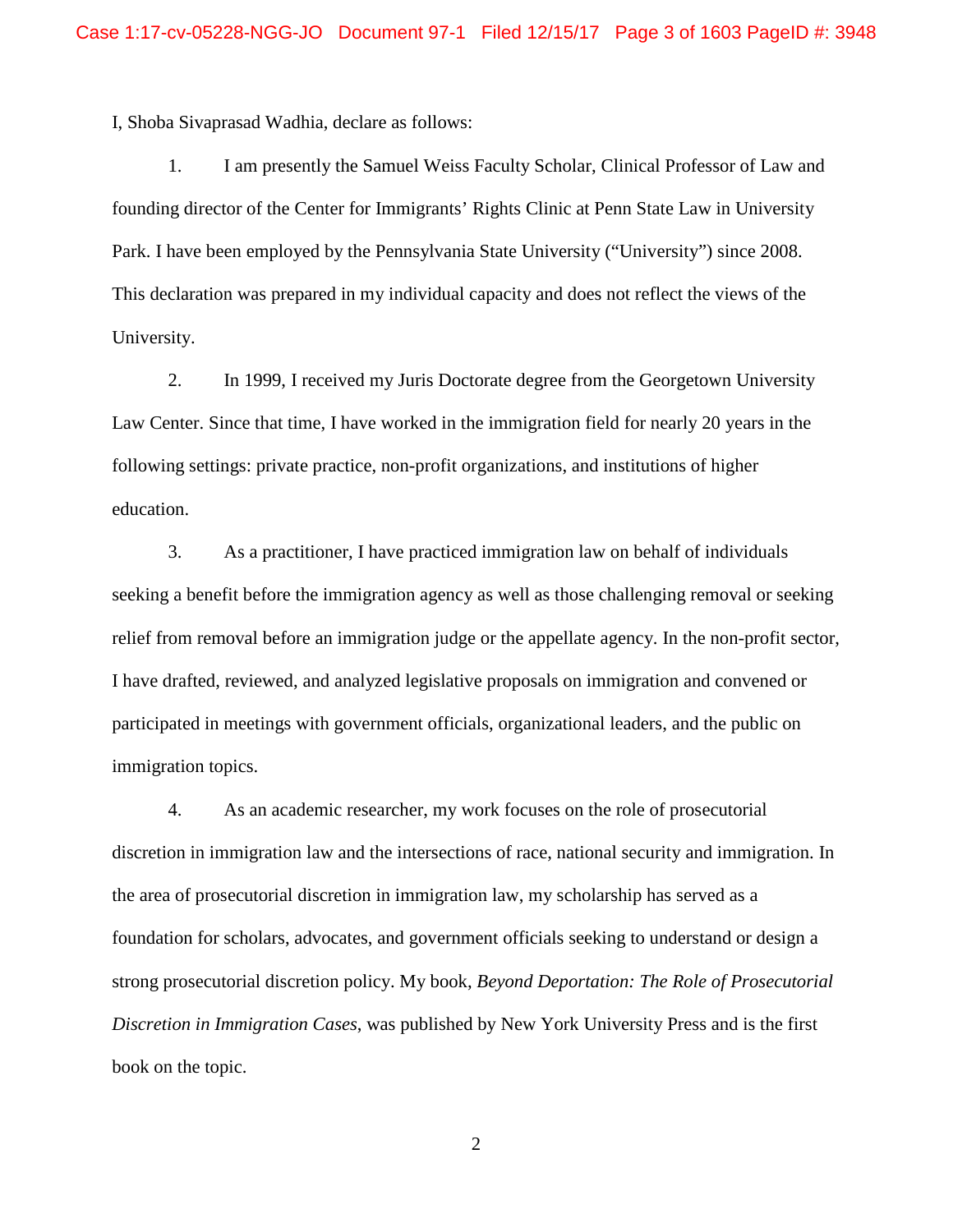I, Shoba Sivaprasad Wadhia, declare as follows:

1. I am presently the Samuel Weiss Faculty Scholar, Clinical Professor of Law and founding director of the Center for Immigrants' Rights Clinic at Penn State Law in University Park. I have been employed by the Pennsylvania State University ("University") since 2008. This declaration was prepared in my individual capacity and does not reflect the views of the University.

2. In 1999, I received my Juris Doctorate degree from the Georgetown University Law Center. Since that time, I have worked in the immigration field for nearly 20 years in the following settings: private practice, non-profit organizations, and institutions of higher education.

3. As a practitioner, I have practiced immigration law on behalf of individuals seeking a benefit before the immigration agency as well as those challenging removal or seeking relief from removal before an immigration judge or the appellate agency. In the non-profit sector, I have drafted, reviewed, and analyzed legislative proposals on immigration and convened or participated in meetings with government officials, organizational leaders, and the public on immigration topics.

4. As an academic researcher, my work focuses on the role of prosecutorial discretion in immigration law and the intersections of race, national security and immigration. In the area of prosecutorial discretion in immigration law, my scholarship has served as a foundation for scholars, advocates, and government officials seeking to understand or design a strong prosecutorial discretion policy. My book, *Beyond Deportation: The Role of Prosecutorial Discretion in Immigration Cases*, was published by New York University Press and is the first book on the topic.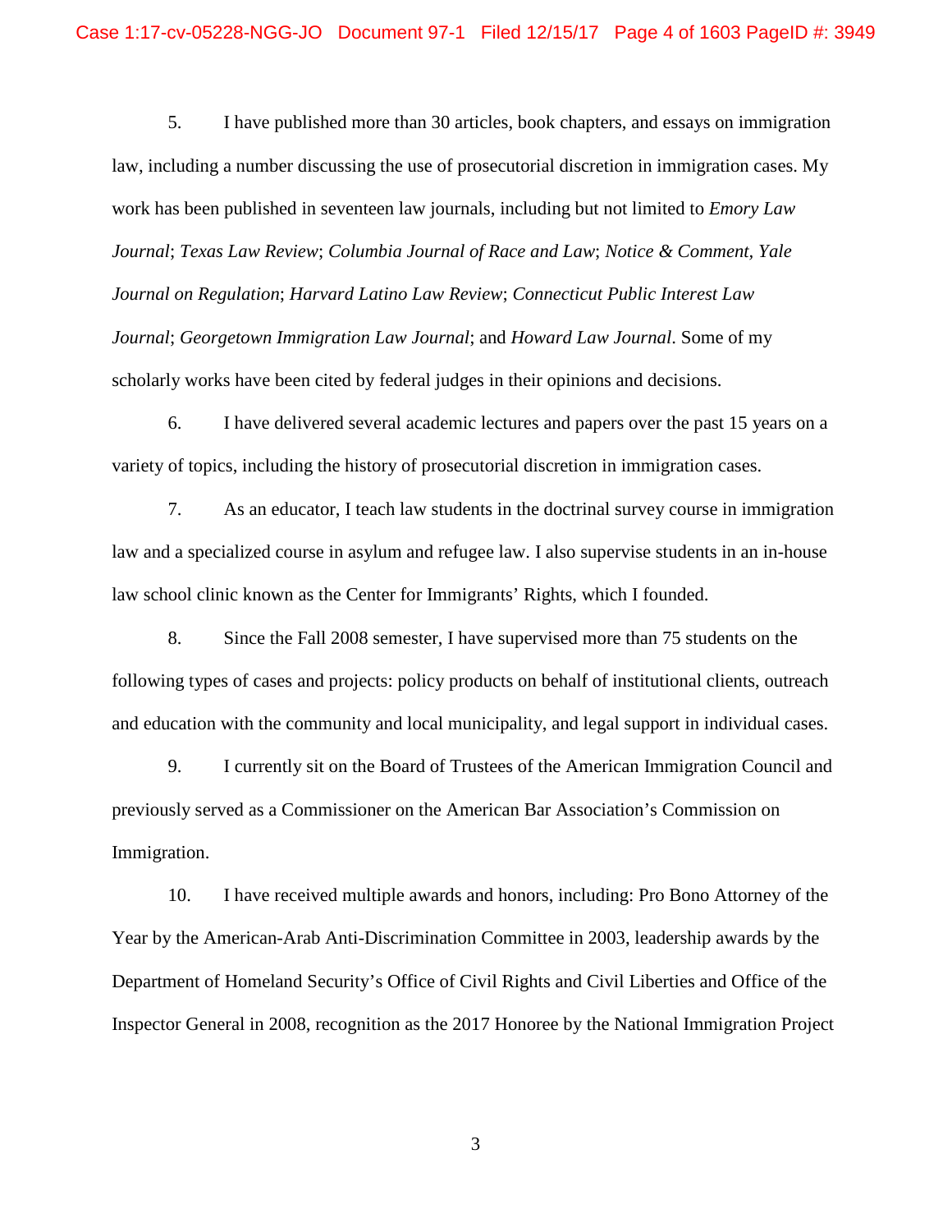5. I have published more than 30 articles, book chapters, and essays on immigration law, including a number discussing the use of prosecutorial discretion in immigration cases. My work has been published in seventeen law journals, including but not limited to *Emory Law Journal*; *Texas Law Review*; *Columbia Journal of Race and Law*; *Notice & Comment, Yale Journal on Regulation*; *Harvard Latino Law Review*; *Connecticut Public Interest Law Journal*; *Georgetown Immigration Law Journal*; and *Howard Law Journal*. Some of my scholarly works have been cited by federal judges in their opinions and decisions.

6. I have delivered several academic lectures and papers over the past 15 years on a variety of topics, including the history of prosecutorial discretion in immigration cases.

7. As an educator, I teach law students in the doctrinal survey course in immigration law and a specialized course in asylum and refugee law. I also supervise students in an in-house law school clinic known as the Center for Immigrants' Rights, which I founded.

8. Since the Fall 2008 semester, I have supervised more than 75 students on the following types of cases and projects: policy products on behalf of institutional clients, outreach and education with the community and local municipality, and legal support in individual cases.

9. I currently sit on the Board of Trustees of the American Immigration Council and previously served as a Commissioner on the American Bar Association's Commission on Immigration.

10. I have received multiple awards and honors, including: Pro Bono Attorney of the Year by the American-Arab Anti-Discrimination Committee in 2003, leadership awards by the Department of Homeland Security's Office of Civil Rights and Civil Liberties and Office of the Inspector General in 2008, recognition as the 2017 Honoree by the National Immigration Project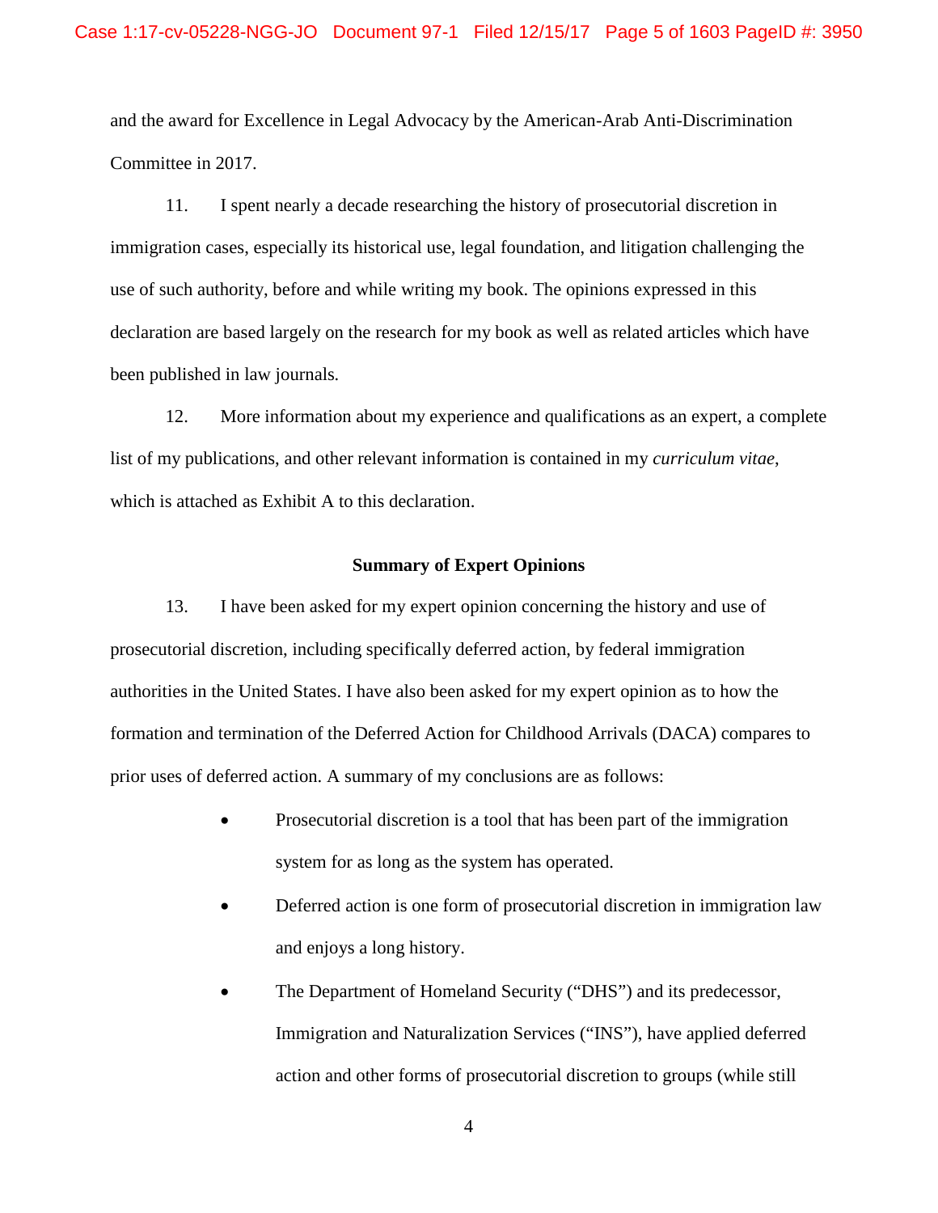and the award for Excellence in Legal Advocacy by the American-Arab Anti-Discrimination Committee in 2017.

11. I spent nearly a decade researching the history of prosecutorial discretion in immigration cases, especially its historical use, legal foundation, and litigation challenging the use of such authority, before and while writing my book. The opinions expressed in this declaration are based largely on the research for my book as well as related articles which have been published in law journals.

12. More information about my experience and qualifications as an expert, a complete list of my publications, and other relevant information is contained in my *curriculum vitae*, which is attached as Exhibit A to this declaration.

**Summary of Expert Opinions**

13. I have been asked for my expert opinion concerning the history and use of prosecutorial discretion, including specifically deferred action, by federal immigration authorities in the United States. I have also been asked for my expert opinion as to how the formation and termination of the Deferred Action for Childhood Arrivals (DACA) compares to prior uses of deferred action. A summary of my conclusions are as follows:

- Prosecutorial discretion is a tool that has been part of the immigration system for as long as the system has operated.
- Deferred action is one form of prosecutorial discretion in immigration law and enjoys a long history.
- The Department of Homeland Security ("DHS") and its predecessor, Immigration and Naturalization Services ("INS"), have applied deferred action and other forms of prosecutorial discretion to groups (while still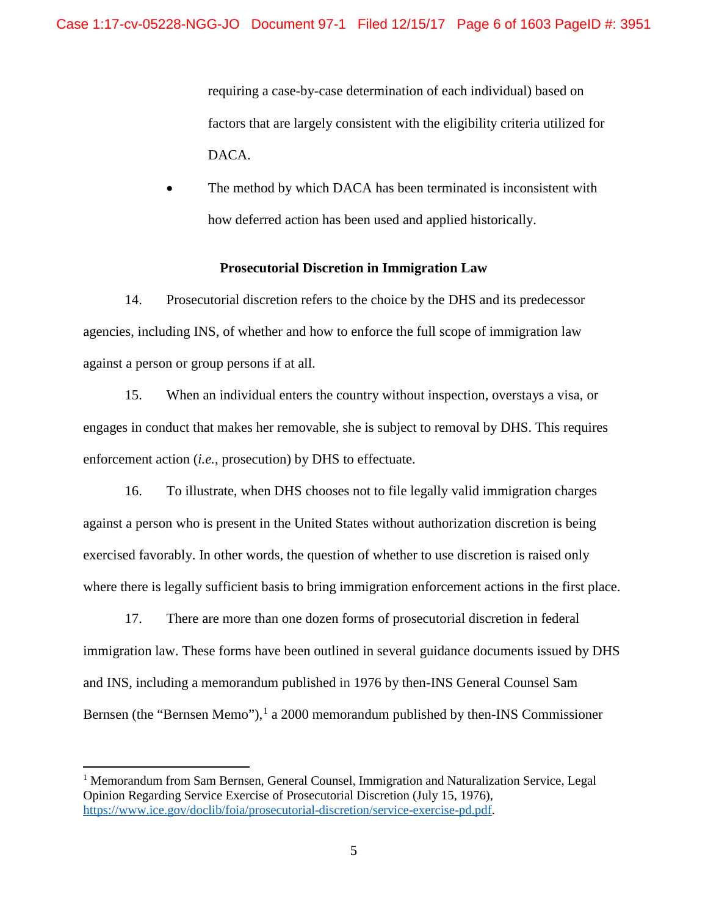requiring a case-by-case determination of each individual) based on factors that are largely consistent with the eligibility criteria utilized for DACA.

- The method by which DACA has been terminated is inconsistent with how deferred action has been used and applied historically.

**Prosecutorial Discretion in Immigration Law**

14. Prosecutorial discretion refers to the choice by the DHS and its predecessor agencies, including INS, of whether and how to enforce the full scope of immigration law against a person or group persons if at all.

15. When an individual enters the country without inspection, overstays a visa, or engages in conduct that makes her removable, she is subject to removal by DHS. This requires enforcement action (*i.e.*, prosecution) by DHS to effectuate.

16. To illustrate, when DHS chooses not to file legally valid immigration charges against a person who is present in the United States without authorization discretion is being exercised favorably. In other words, the question of whether to use discretion is raised only where there is legally sufficient basis to bring immigration enforcement actions in the first place.

17. There are more than one dozen forms of prosecutorial discretion in federal immigration law. These forms have been outlined in several guidance documents issued by DHS and INS, including a memorandum published in 1976 by then-INS General Counsel Sam Bernsen (the "Bernsen Memo"),[1] a 2000 memorandum published by then-INS Commissioner

[1] Memorandum from Sam Bernsen, General Counsel, Immigration and Naturalization Service, Legal Opinion Regarding Service Exercise of Prosecutorial Discretion (July 15, 1976), https://www.ice.gov/doclib/foia/prosecutorial-discretion/service-exercise-pd.pdf.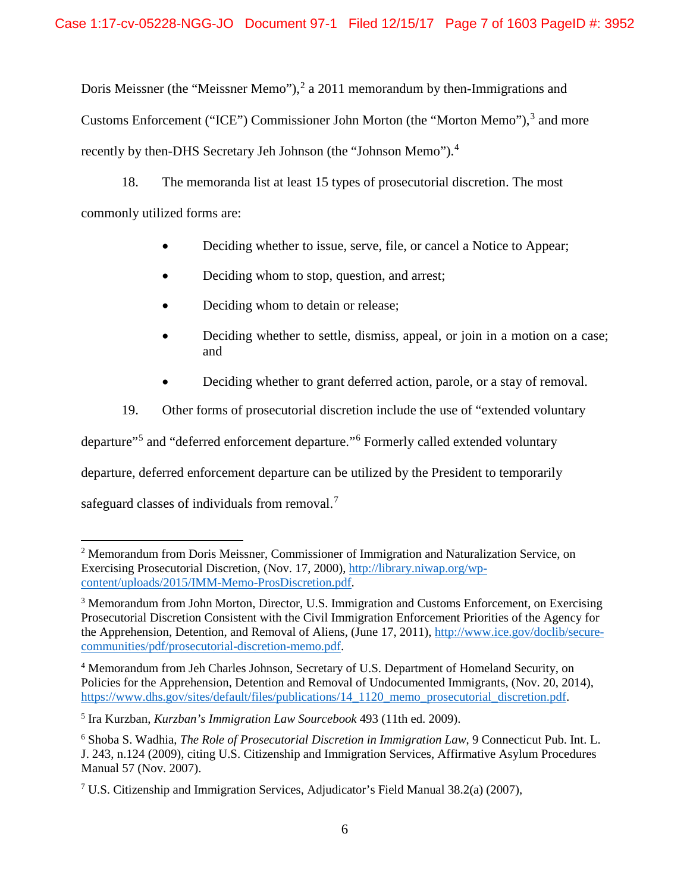Doris Meissner (the "Meissner Memo"),[2] a 2011 memorandum by then-Immigrations and Customs Enforcement ("ICE") Commissioner John Morton (the "Morton Memo"),[3] and more recently by then-DHS Secretary Jeh Johnson (the "Johnson Memo").[4]

18. The memoranda list at least 15 types of prosecutorial discretion. The most commonly utilized forms are:

- Deciding whether to issue, serve, file, or cancel a Notice to Appear;
- Deciding whom to stop, question, and arrest;
- Deciding whom to detain or release;
- Deciding whether to settle, dismiss, appeal, or join in a motion on a case; and
- Deciding whether to grant deferred action, parole, or a stay of removal.

19. Other forms of prosecutorial discretion include the use of "extended voluntary departure"[5] and "deferred enforcement departure."[6] Formerly called extended voluntary departure, deferred enforcement departure can be utilized by the President to temporarily safeguard classes of individuals from removal.[7]

---

[2] Memorandum from Doris Meissner, Commissioner of Immigration and Naturalization Service, on Exercising Prosecutorial Discretion, (Nov. 17, 2000), http://library.niwap.org/wp-content/uploads/2015/IMM-Memo-ProsDiscretion.pdf.

[3] Memorandum from John Morton, Director, U.S. Immigration and Customs Enforcement, on Exercising Prosecutorial Discretion Consistent with the Civil Immigration Enforcement Priorities of the Agency for the Apprehension, Detention, and Removal of Aliens, (June 17, 2011), http://www.ice.gov/doclib/secure-communities/pdf/prosecutorial-discretion-memo.pdf.

[4] Memorandum from Jeh Charles Johnson, Secretary of U.S. Department of Homeland Security, on Policies for the Apprehension, Detention and Removal of Undocumented Immigrants, (Nov. 20, 2014), https://www.dhs.gov/sites/default/files/publications/14_1120_memo_prosecutorial_discretion.pdf.

[5] Ira Kurzban, *Kurzban's Immigration Law Sourcebook* 493 (11th ed. 2009).

[6] Shoba S. Wadhia, *The Role of Prosecutorial Discretion in Immigration Law*, 9 Connecticut Pub. Int. L. J. 243, n.124 (2009), citing U.S. Citizenship and Immigration Services, Affirmative Asylum Procedures Manual 57 (Nov. 2007).

[7] U.S. Citizenship and Immigration Services, Adjudicator's Field Manual 38.2(a) (2007),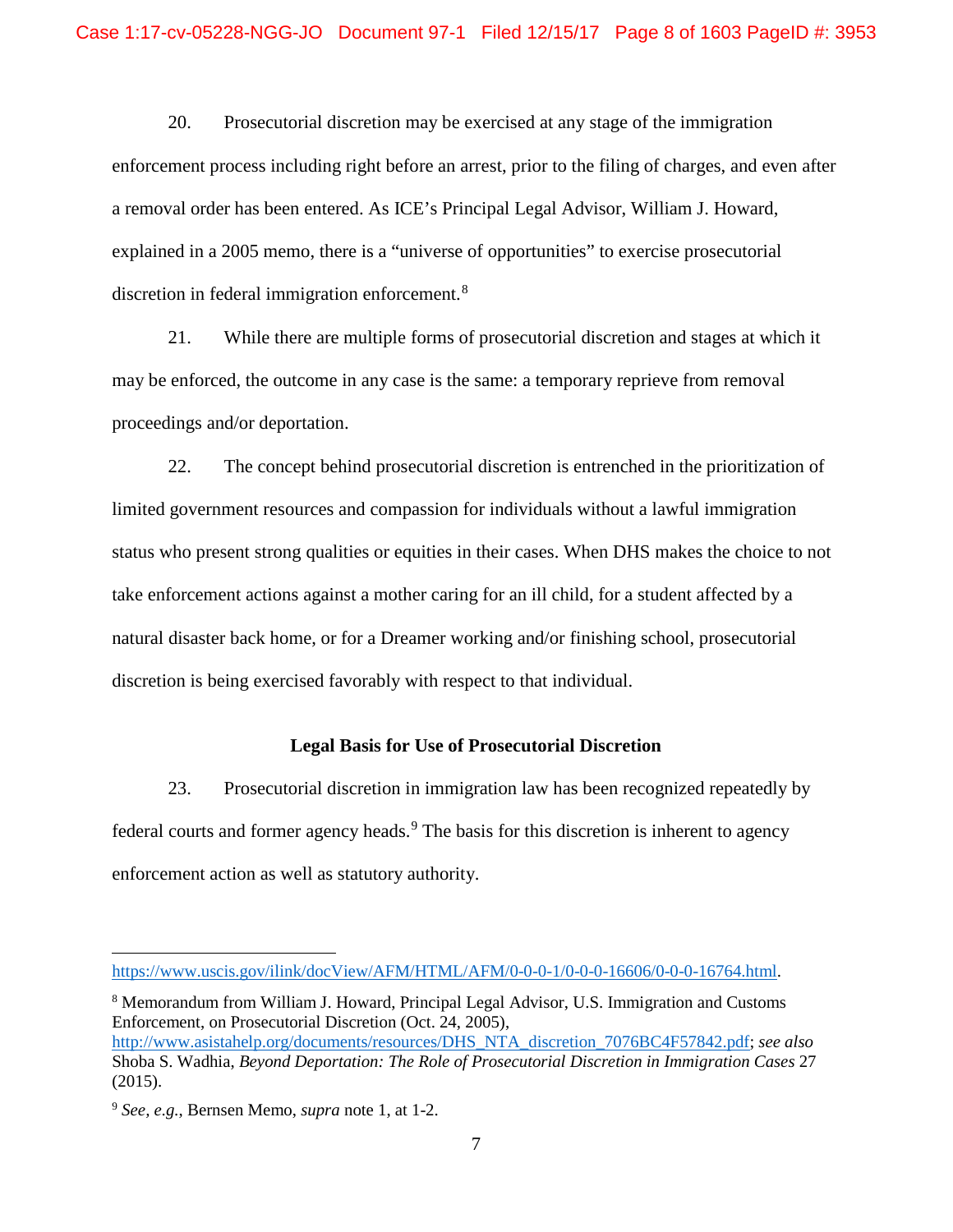20. Prosecutorial discretion may be exercised at any stage of the immigration enforcement process including right before an arrest, prior to the filing of charges, and even after a removal order has been entered. As ICE's Principal Legal Advisor, William J. Howard, explained in a 2005 memo, there is a "universe of opportunities" to exercise prosecutorial discretion in federal immigration enforcement.[8]

21. While there are multiple forms of prosecutorial discretion and stages at which it may be enforced, the outcome in any case is the same: a temporary reprieve from removal proceedings and/or deportation.

22. The concept behind prosecutorial discretion is entrenched in the prioritization of limited government resources and compassion for individuals without a lawful immigration status who present strong qualities or equities in their cases. When DHS makes the choice to not take enforcement actions against a mother caring for an ill child, for a student affected by a natural disaster back home, or for a Dreamer working and/or finishing school, prosecutorial discretion is being exercised favorably with respect to that individual.

**Legal Basis for Use of Prosecutorial Discretion**

23. Prosecutorial discretion in immigration law has been recognized repeatedly by federal courts and former agency heads.[9] The basis for this discretion is inherent to agency enforcement action as well as statutory authority.

---

https://www.uscis.gov/ilink/docView/AFM/HTML/AFM/0-0-0-1/0-0-0-16606/0-0-0-16764.html.

[8] Memorandum from William J. Howard, Principal Legal Advisor, U.S. Immigration and Customs Enforcement, on Prosecutorial Discretion (Oct. 24, 2005), http://www.asistahelp.org/documents/resources/DHS_NTA_discretion_7076BC4F57842.pdf; *see also* Shoba S. Wadhia, *Beyond Deportation: The Role of Prosecutorial Discretion in Immigration Cases* 27 (2015).

[9] *See, e.g.*, Bernsen Memo, *supra* note 1, at 1-2.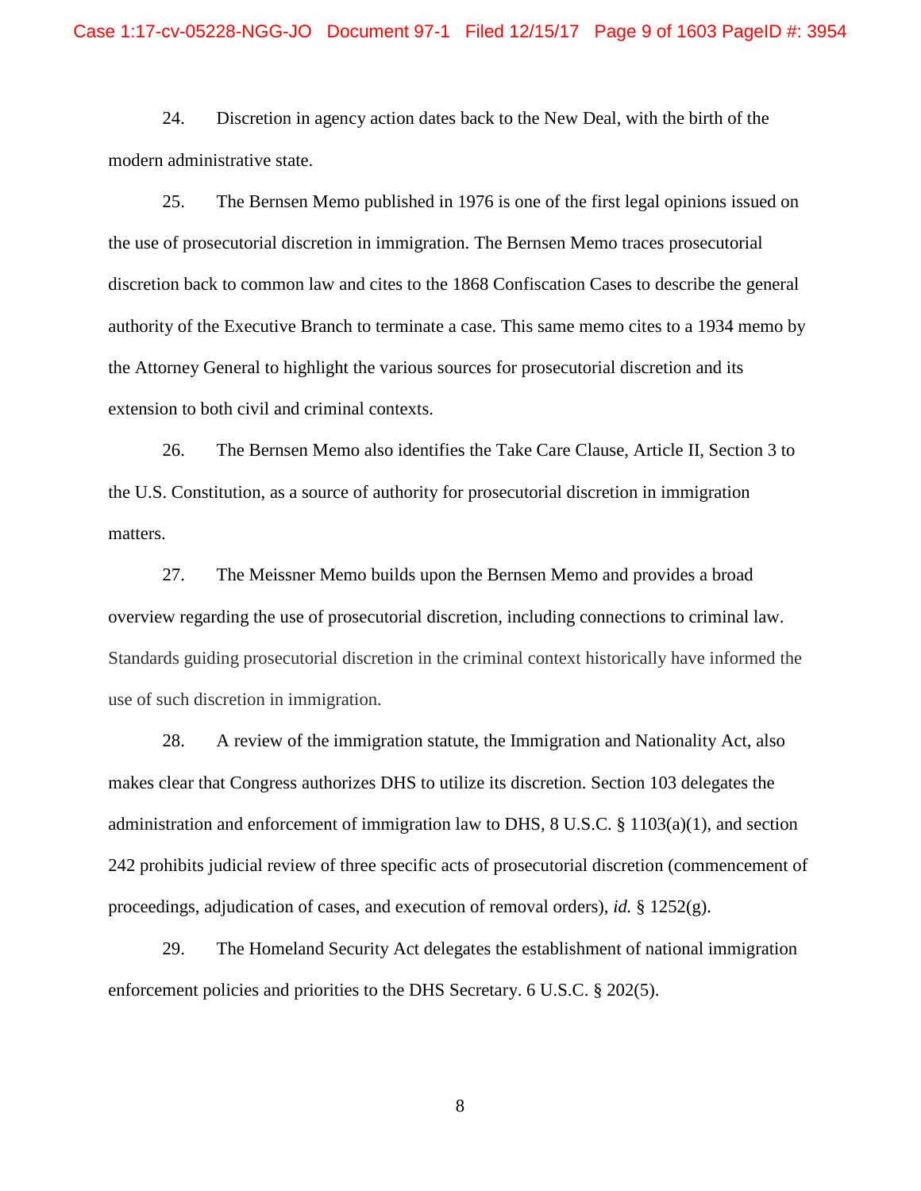24. Discretion in agency action dates back to the New Deal, with the birth of the modern administrative state.

25. The Bernsen Memo published in 1976 is one of the first legal opinions issued on the use of prosecutorial discretion in immigration. The Bernsen Memo traces prosecutorial discretion back to common law and cites to the 1868 Confiscation Cases to describe the general authority of the Executive Branch to terminate a case. This same memo cites to a 1934 memo by the Attorney General to highlight the various sources for prosecutorial discretion and its extension to both civil and criminal contexts.

26. The Bernsen Memo also identifies the Take Care Clause, Article II, Section 3 to the U.S. Constitution, as a source of authority for prosecutorial discretion in immigration matters.

27. The Meissner Memo builds upon the Bernsen Memo and provides a broad overview regarding the use of prosecutorial discretion, including connections to criminal law. Standards guiding prosecutorial discretion in the criminal context historically have informed the use of such discretion in immigration.

28. A review of the immigration statute, the Immigration and Nationality Act, also makes clear that Congress authorizes DHS to utilize its discretion. Section 103 delegates the administration and enforcement of immigration law to DHS, 8 U.S.C. § 1103(a)(1), and section 242 prohibits judicial review of three specific acts of prosecutorial discretion (commencement of proceedings, adjudication of cases, and execution of removal orders), *id.* § 1252(g).

29. The Homeland Security Act delegates the establishment of national immigration enforcement policies and priorities to the DHS Secretary. 6 U.S.C. § 202(5).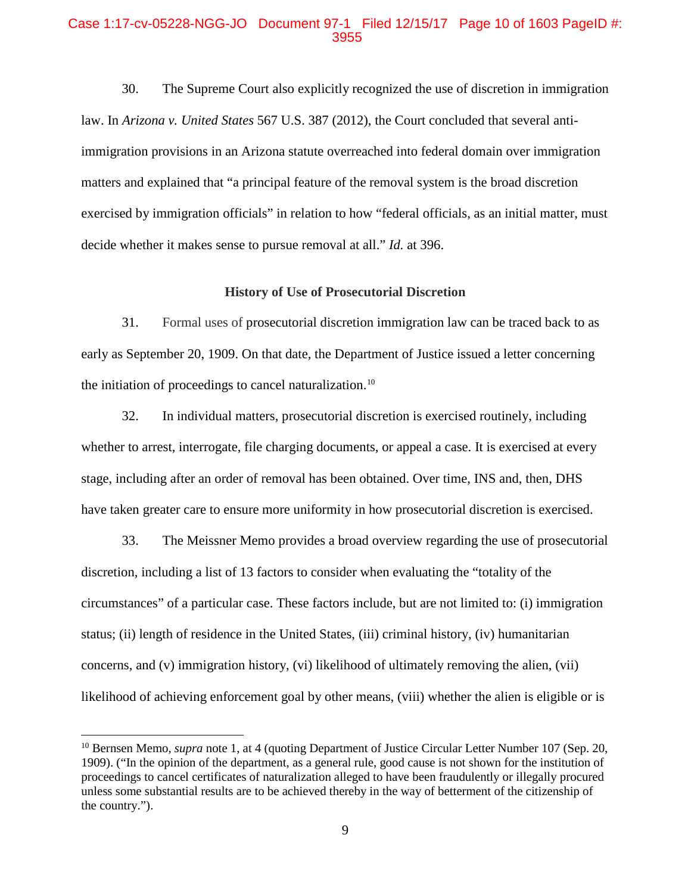30. The Supreme Court also explicitly recognized the use of discretion in immigration law. In *Arizona v. United States* 567 U.S. 387 (2012), the Court concluded that several anti-immigration provisions in an Arizona statute overreached into federal domain over immigration matters and explained that "a principal feature of the removal system is the broad discretion exercised by immigration officials" in relation to how "federal officials, as an initial matter, must decide whether it makes sense to pursue removal at all." *Id.* at 396.

**History of Use of Prosecutorial Discretion**

31. Formal uses of prosecutorial discretion immigration law can be traced back to as early as September 20, 1909. On that date, the Department of Justice issued a letter concerning the initiation of proceedings to cancel naturalization.[10]

32. In individual matters, prosecutorial discretion is exercised routinely, including whether to arrest, interrogate, file charging documents, or appeal a case. It is exercised at every stage, including after an order of removal has been obtained. Over time, INS and, then, DHS have taken greater care to ensure more uniformity in how prosecutorial discretion is exercised.

33. The Meissner Memo provides a broad overview regarding the use of prosecutorial discretion, including a list of 13 factors to consider when evaluating the "totality of the circumstances" of a particular case. These factors include, but are not limited to: (i) immigration status; (ii) length of residence in the United States, (iii) criminal history, (iv) humanitarian concerns, and (v) immigration history, (vi) likelihood of ultimately removing the alien, (vii) likelihood of achieving enforcement goal by other means, (viii) whether the alien is eligible or is

---

[10] Bernsen Memo, *supra* note 1, at 4 (quoting Department of Justice Circular Letter Number 107 (Sep. 20, 1909). ("In the opinion of the department, as a general rule, good cause is not shown for the institution of proceedings to cancel certificates of naturalization alleged to have been fraudulently or illegally procured unless some substantial results are to be achieved thereby in the way of betterment of the citizenship of the country.").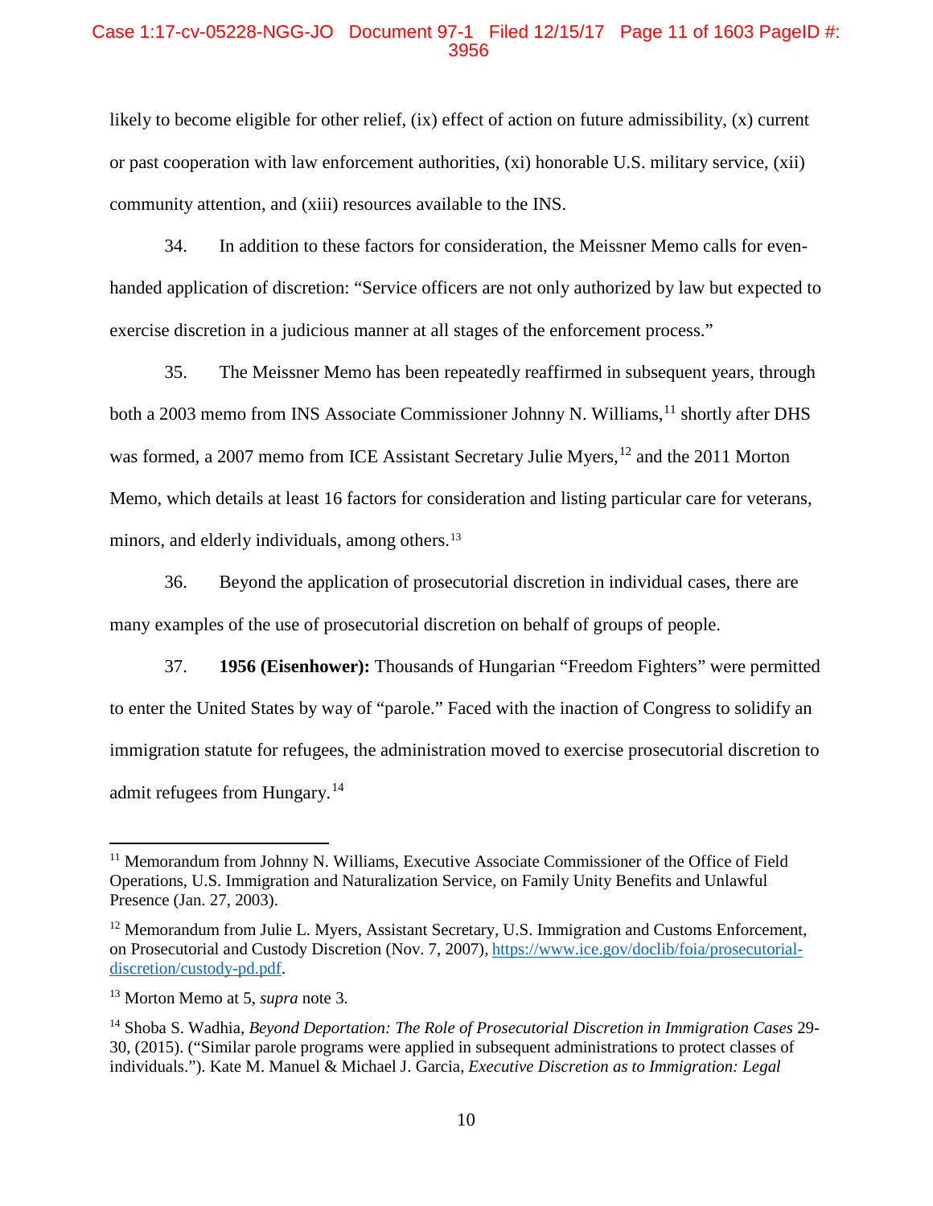likely to become eligible for other relief, (ix) effect of action on future admissibility, (x) current or past cooperation with law enforcement authorities, (xi) honorable U.S. military service, (xii) community attention, and (xiii) resources available to the INS.

34. In addition to these factors for consideration, the Meissner Memo calls for even-handed application of discretion: "Service officers are not only authorized by law but expected to exercise discretion in a judicious manner at all stages of the enforcement process."

35. The Meissner Memo has been repeatedly reaffirmed in subsequent years, through both a 2003 memo from INS Associate Commissioner Johnny N. Williams,[11] shortly after DHS was formed, a 2007 memo from ICE Assistant Secretary Julie Myers,[12] and the 2011 Morton Memo, which details at least 16 factors for consideration and listing particular care for veterans, minors, and elderly individuals, among others.[13]

36. Beyond the application of prosecutorial discretion in individual cases, there are many examples of the use of prosecutorial discretion on behalf of groups of people.

37. **1956 (Eisenhower):** Thousands of Hungarian "Freedom Fighters" were permitted to enter the United States by way of "parole." Faced with the inaction of Congress to solidify an immigration statute for refugees, the administration moved to exercise prosecutorial discretion to admit refugees from Hungary.[14]

---

[11] Memorandum from Johnny N. Williams, Executive Associate Commissioner of the Office of Field Operations, U.S. Immigration and Naturalization Service, on Family Unity Benefits and Unlawful Presence (Jan. 27, 2003).

[12] Memorandum from Julie L. Myers, Assistant Secretary, U.S. Immigration and Customs Enforcement, on Prosecutorial and Custody Discretion (Nov. 7, 2007), [https://www.ice.gov/doclib/foia/prosecutorial-discretion/custody-pd.pdf](https://www.ice.gov/doclib/foia/prosecutorial-discretion/custody-pd.pdf).

[13] Morton Memo at 5, *supra* note 3.

[14] Shoba S. Wadhia, *Beyond Deportation: The Role of Prosecutorial Discretion in Immigration Cases* 29-30, (2015). ("Similar parole programs were applied in subsequent administrations to protect classes of individuals."). Kate M. Manuel & Michael J. Garcia, *Executive Discretion as to Immigration: Legal*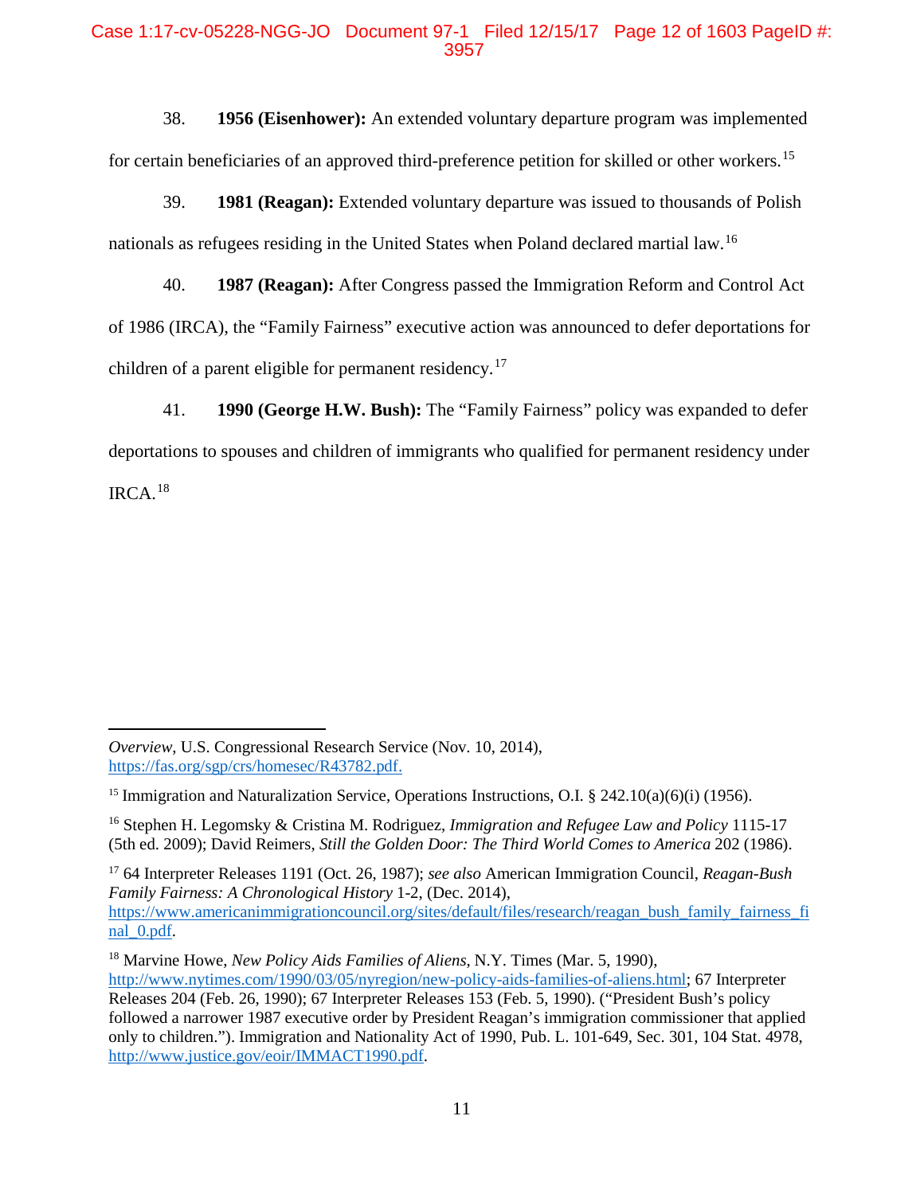38. **1956 (Eisenhower):** An extended voluntary departure program was implemented for certain beneficiaries of an approved third-preference petition for skilled or other workers.[15]

39. **1981 (Reagan):** Extended voluntary departure was issued to thousands of Polish nationals as refugees residing in the United States when Poland declared martial law.[16]

40. **1987 (Reagan):** After Congress passed the Immigration Reform and Control Act of 1986 (IRCA), the "Family Fairness" executive action was announced to defer deportations for children of a parent eligible for permanent residency.[17]

41. **1990 (George H.W. Bush):** The "Family Fairness" policy was expanded to defer deportations to spouses and children of immigrants who qualified for permanent residency under IRCA.[18]

---

*Overview*, U.S. Congressional Research Service (Nov. 10, 2014), https://fas.org/sgp/crs/homesec/R43782.pdf.

[15] Immigration and Naturalization Service, Operations Instructions, O.I. § 242.10(a)(6)(i) (1956).

[16] Stephen H. Legomsky & Cristina M. Rodriguez, *Immigration and Refugee Law and Policy* 1115-17 (5th ed. 2009); David Reimers, *Still the Golden Door: The Third World Comes to America* 202 (1986).

[17] 64 Interpreter Releases 1191 (Oct. 26, 1987); *see also* American Immigration Council, *Reagan-Bush Family Fairness: A Chronological History* 1-2, (Dec. 2014), https://www.americanimmigrationcouncil.org/sites/default/files/research/reagan_bush_family_fairness_final_0.pdf.

[18] Marvine Howe, *New Policy Aids Families of Aliens*, N.Y. Times (Mar. 5, 1990), http://www.nytimes.com/1990/03/05/nyregion/new-policy-aids-families-of-aliens.html; 67 Interpreter Releases 204 (Feb. 26, 1990); 67 Interpreter Releases 153 (Feb. 5, 1990). ("President Bush's policy followed a narrower 1987 executive order by President Reagan's immigration commissioner that applied only to children."). Immigration and Nationality Act of 1990, Pub. L. 101-649, Sec. 301, 104 Stat. 4978, http://www.justice.gov/eoir/IMMACT1990.pdf.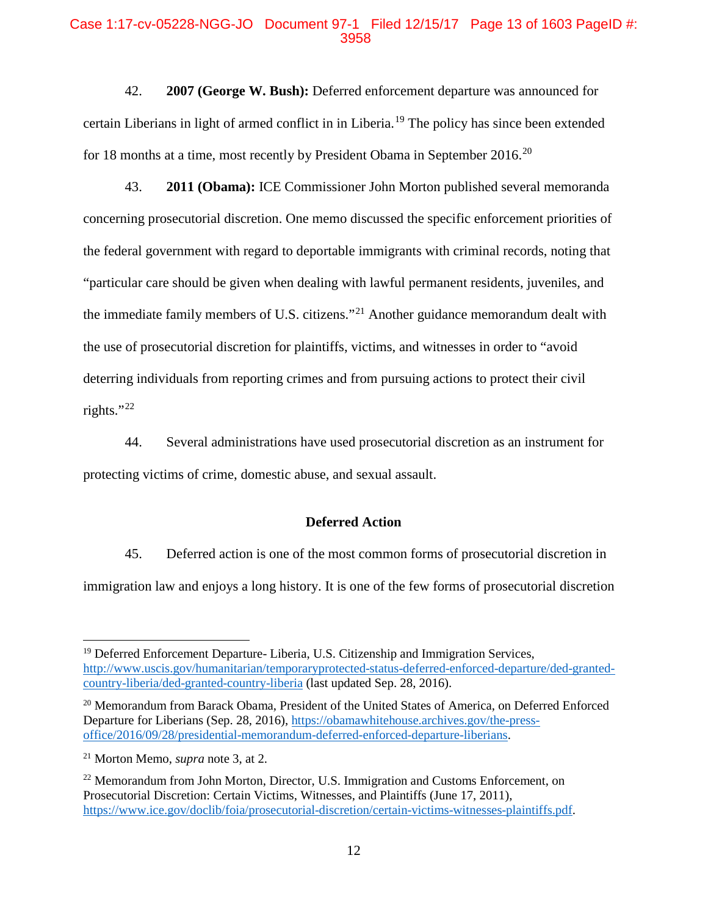42. **2007 (George W. Bush):** Deferred enforcement departure was announced for certain Liberians in light of armed conflict in in Liberia.[19] The policy has since been extended for 18 months at a time, most recently by President Obama in September 2016.[20]

43. **2011 (Obama):** ICE Commissioner John Morton published several memoranda concerning prosecutorial discretion. One memo discussed the specific enforcement priorities of the federal government with regard to deportable immigrants with criminal records, noting that "particular care should be given when dealing with lawful permanent residents, juveniles, and the immediate family members of U.S. citizens."[21] Another guidance memorandum dealt with the use of prosecutorial discretion for plaintiffs, victims, and witnesses in order to "avoid deterring individuals from reporting crimes and from pursuing actions to protect their civil rights."[22]

44. Several administrations have used prosecutorial discretion as an instrument for protecting victims of crime, domestic abuse, and sexual assault.

**Deferred Action**

45. Deferred action is one of the most common forms of prosecutorial discretion in immigration law and enjoys a long history. It is one of the few forms of prosecutorial discretion

---

[19] Deferred Enforcement Departure- Liberia, U.S. Citizenship and Immigration Services, http://www.uscis.gov/humanitarian/temporaryprotected-status-deferred-enforced-departure/ded-granted-country-liberia/ded-granted-country-liberia (last updated Sep. 28, 2016).

[20] Memorandum from Barack Obama, President of the United States of America, on Deferred Enforced Departure for Liberians (Sep. 28, 2016), https://obamawhitehouse.archives.gov/the-press-office/2016/09/28/presidential-memorandum-deferred-enforced-departure-liberians.

[21] Morton Memo, *supra* note 3, at 2.

[22] Memorandum from John Morton, Director, U.S. Immigration and Customs Enforcement, on Prosecutorial Discretion: Certain Victims, Witnesses, and Plaintiffs (June 17, 2011), https://www.ice.gov/doclib/foia/prosecutorial-discretion/certain-victims-witnesses-plaintiffs.pdf.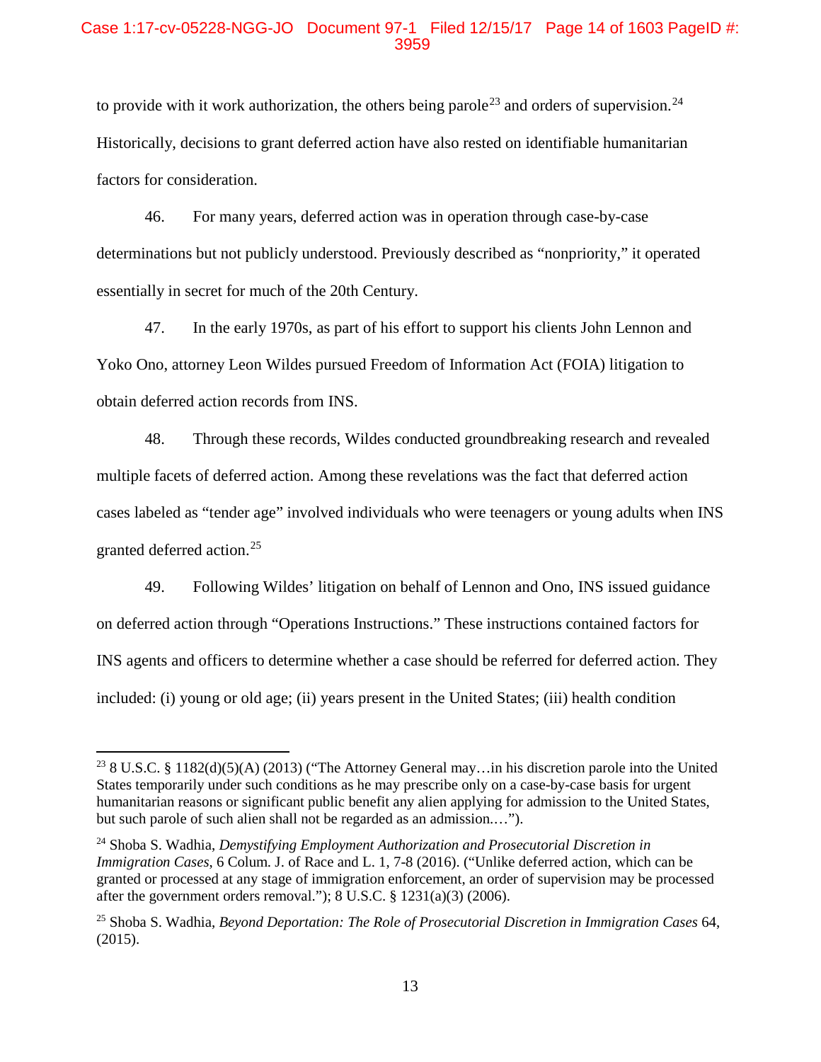to provide with it work authorization, the others being parole[23] and orders of supervision.[24] Historically, decisions to grant deferred action have also rested on identifiable humanitarian factors for consideration.

46. For many years, deferred action was in operation through case-by-case determinations but not publicly understood. Previously described as "nonpriority," it operated essentially in secret for much of the 20th Century.

47. In the early 1970s, as part of his effort to support his clients John Lennon and Yoko Ono, attorney Leon Wildes pursued Freedom of Information Act (FOIA) litigation to obtain deferred action records from INS.

48. Through these records, Wildes conducted groundbreaking research and revealed multiple facets of deferred action. Among these revelations was the fact that deferred action cases labeled as "tender age" involved individuals who were teenagers or young adults when INS granted deferred action.[25]

49. Following Wildes' litigation on behalf of Lennon and Ono, INS issued guidance on deferred action through "Operations Instructions." These instructions contained factors for INS agents and officers to determine whether a case should be referred for deferred action. They included: (i) young or old age; (ii) years present in the United States; (iii) health condition

---

[23] 8 U.S.C. § 1182(d)(5)(A) (2013) ("The Attorney General may…in his discretion parole into the United States temporarily under such conditions as he may prescribe only on a case-by-case basis for urgent humanitarian reasons or significant public benefit any alien applying for admission to the United States, but such parole of such alien shall not be regarded as an admission.…").

[24] Shoba S. Wadhia, *Demystifying Employment Authorization and Prosecutorial Discretion in Immigration Cases*, 6 Colum. J. of Race and L. 1, 7-8 (2016). ("Unlike deferred action, which can be granted or processed at any stage of immigration enforcement, an order of supervision may be processed after the government orders removal."); 8 U.S.C. § 1231(a)(3) (2006).

[25] Shoba S. Wadhia, *Beyond Deportation: The Role of Prosecutorial Discretion in Immigration Cases* 64, (2015).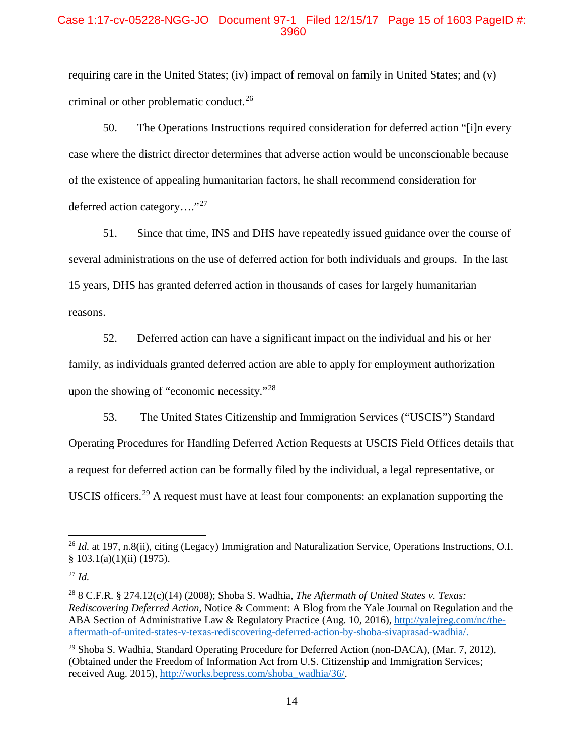requiring care in the United States; (iv) impact of removal on family in United States; and (v) criminal or other problematic conduct.[26]

50. The Operations Instructions required consideration for deferred action "[i]n every case where the district director determines that adverse action would be unconscionable because of the existence of appealing humanitarian factors, he shall recommend consideration for deferred action category…."[27]

51. Since that time, INS and DHS have repeatedly issued guidance over the course of several administrations on the use of deferred action for both individuals and groups. In the last 15 years, DHS has granted deferred action in thousands of cases for largely humanitarian reasons.

52. Deferred action can have a significant impact on the individual and his or her family, as individuals granted deferred action are able to apply for employment authorization upon the showing of "economic necessity."[28]

53. The United States Citizenship and Immigration Services ("USCIS") Standard Operating Procedures for Handling Deferred Action Requests at USCIS Field Offices details that a request for deferred action can be formally filed by the individual, a legal representative, or USCIS officers.[29] A request must have at least four components: an explanation supporting the

---

[26] *Id.* at 197, n.8(ii), citing (Legacy) Immigration and Naturalization Service, Operations Instructions, O.I. § 103.1(a)(1)(ii) (1975).

[27] *Id.*

[28] 8 C.F.R. § 274.12(c)(14) (2008); Shoba S. Wadhia, *The Aftermath of United States v. Texas: Rediscovering Deferred Action*, Notice & Comment: A Blog from the Yale Journal on Regulation and the ABA Section of Administrative Law & Regulatory Practice (Aug. 10, 2016), http://yalejreg.com/nc/the-aftermath-of-united-states-v-texas-rediscovering-deferred-action-by-shoba-sivaprasad-wadhia/.

[29] Shoba S. Wadhia, Standard Operating Procedure for Deferred Action (non-DACA), (Mar. 7, 2012), (Obtained under the Freedom of Information Act from U.S. Citizenship and Immigration Services; received Aug. 2015), http://works.bepress.com/shoba_wadhia/36/.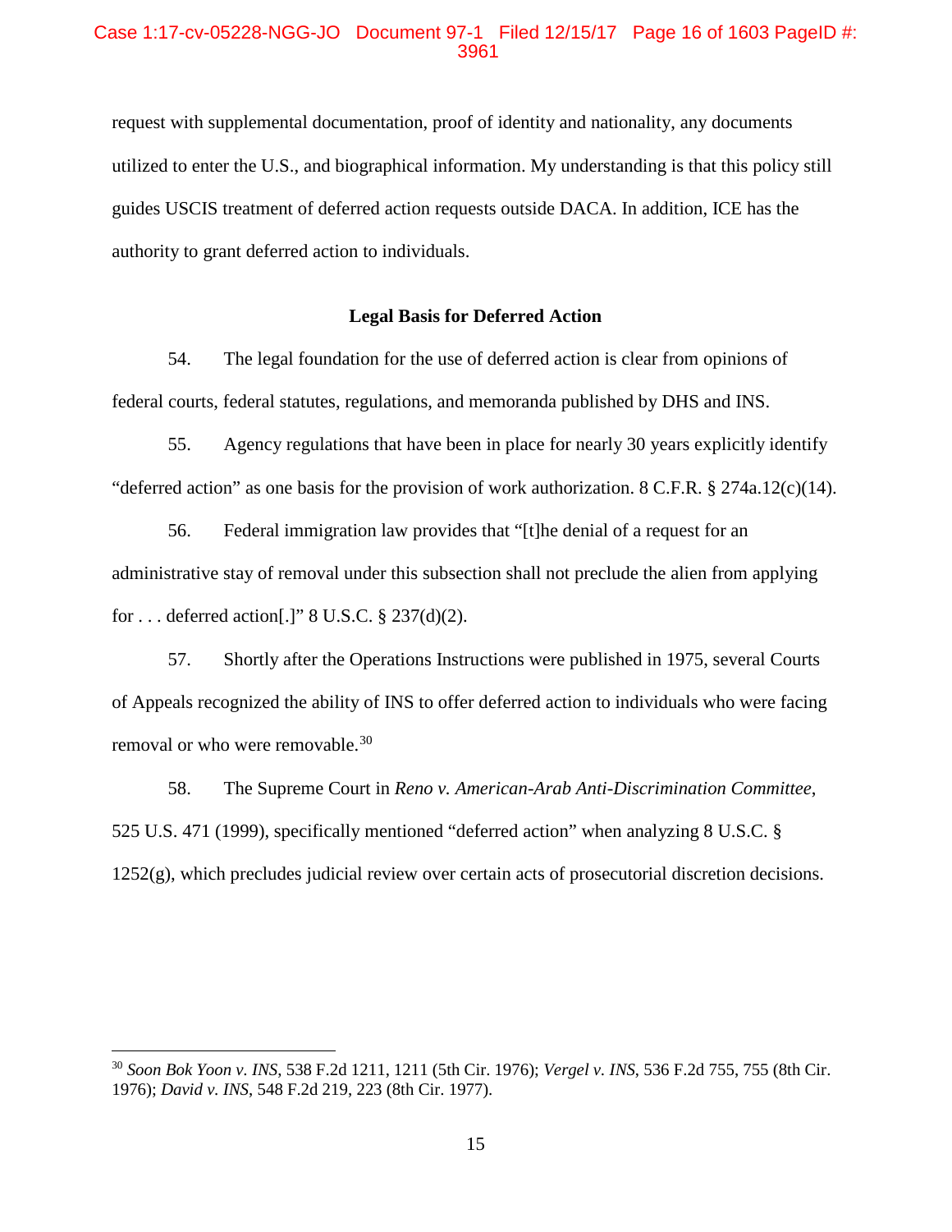request with supplemental documentation, proof of identity and nationality, any documents utilized to enter the U.S., and biographical information. My understanding is that this policy still guides USCIS treatment of deferred action requests outside DACA. In addition, ICE has the authority to grant deferred action to individuals.

### Legal Basis for Deferred Action

54. The legal foundation for the use of deferred action is clear from opinions of federal courts, federal statutes, regulations, and memoranda published by DHS and INS.

55. Agency regulations that have been in place for nearly 30 years explicitly identify "deferred action" as one basis for the provision of work authorization. 8 C.F.R. § 274a.12(c)(14).

56. Federal immigration law provides that "[t]he denial of a request for an administrative stay of removal under this subsection shall not preclude the alien from applying for . . . deferred action[.]" 8 U.S.C. § 237(d)(2).

57. Shortly after the Operations Instructions were published in 1975, several Courts of Appeals recognized the ability of INS to offer deferred action to individuals who were facing removal or who were removable.[30]

58. The Supreme Court in *Reno v. American-Arab Anti-Discrimination Committee*, 525 U.S. 471 (1999), specifically mentioned "deferred action" when analyzing 8 U.S.C. § 1252(g), which precludes judicial review over certain acts of prosecutorial discretion decisions.

---

[30] *Soon Bok Yoon v. INS*, 538 F.2d 1211, 1211 (5th Cir. 1976); *Vergel v. INS*, 536 F.2d 755, 755 (8th Cir. 1976); *David v. INS*, 548 F.2d 219, 223 (8th Cir. 1977).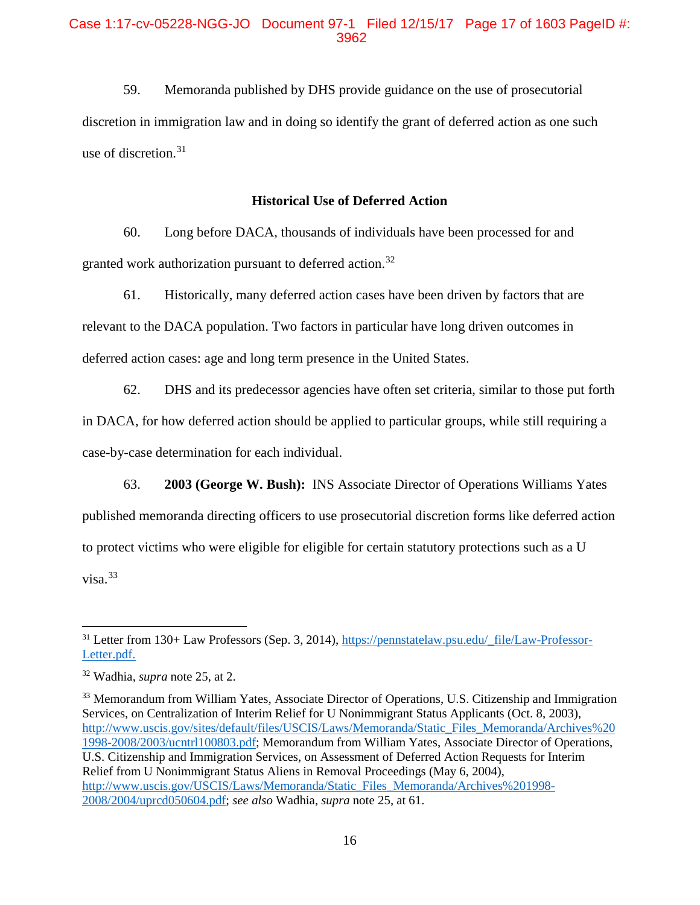59. Memoranda published by DHS provide guidance on the use of prosecutorial discretion in immigration law and in doing so identify the grant of deferred action as one such use of discretion.[31]

### Historical Use of Deferred Action

60. Long before DACA, thousands of individuals have been processed for and granted work authorization pursuant to deferred action.[32]

61. Historically, many deferred action cases have been driven by factors that are relevant to the DACA population. Two factors in particular have long driven outcomes in deferred action cases: age and long term presence in the United States.

62. DHS and its predecessor agencies have often set criteria, similar to those put forth in DACA, for how deferred action should be applied to particular groups, while still requiring a case-by-case determination for each individual.

63. **2003 (George W. Bush):** INS Associate Director of Operations Williams Yates published memoranda directing officers to use prosecutorial discretion forms like deferred action to protect victims who were eligible for eligible for certain statutory protections such as a U visa.[33]

---

[31] Letter from 130+ Law Professors (Sep. 3, 2014), https://pennstatelaw.psu.edu/_file/Law-Professor-Letter.pdf.

[32] Wadhia, *supra* note 25, at 2.

[33] Memorandum from William Yates, Associate Director of Operations, U.S. Citizenship and Immigration Services, on Centralization of Interim Relief for U Nonimmigrant Status Applicants (Oct. 8, 2003), http://www.uscis.gov/sites/default/files/USCIS/Laws/Memoranda/Static_Files_Memoranda/Archives%201998-2008/2003/ucntrl100803.pdf; Memorandum from William Yates, Associate Director of Operations, U.S. Citizenship and Immigration Services, on Assessment of Deferred Action Requests for Interim Relief from U Nonimmigrant Status Aliens in Removal Proceedings (May 6, 2004), http://www.uscis.gov/USCIS/Laws/Memoranda/Static_Files_Memoranda/Archives%201998-2008/2004/uprcd050604.pdf; *see also* Wadhia, *supra* note 25, at 61.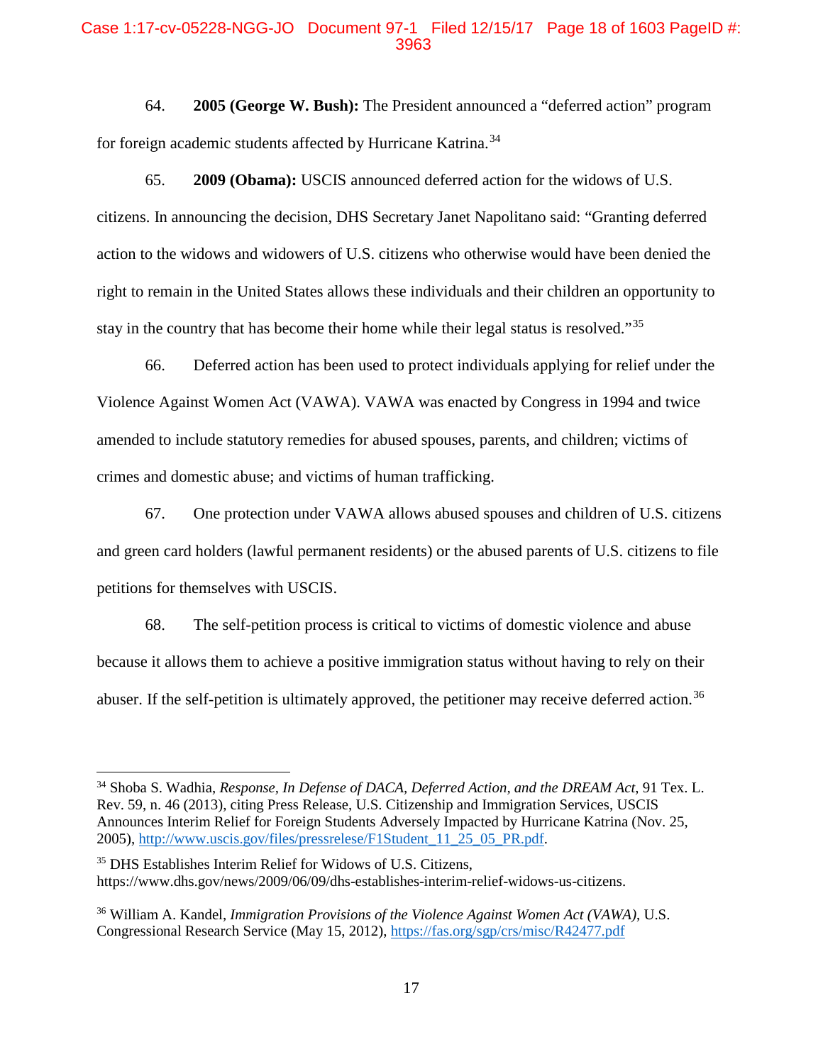64. **2005 (George W. Bush):** The President announced a "deferred action" program for foreign academic students affected by Hurricane Katrina.[34]

65. **2009 (Obama):** USCIS announced deferred action for the widows of U.S. citizens. In announcing the decision, DHS Secretary Janet Napolitano said: "Granting deferred action to the widows and widowers of U.S. citizens who otherwise would have been denied the right to remain in the United States allows these individuals and their children an opportunity to stay in the country that has become their home while their legal status is resolved."[35]

66. Deferred action has been used to protect individuals applying for relief under the Violence Against Women Act (VAWA). VAWA was enacted by Congress in 1994 and twice amended to include statutory remedies for abused spouses, parents, and children; victims of crimes and domestic abuse; and victims of human trafficking.

67. One protection under VAWA allows abused spouses and children of U.S. citizens and green card holders (lawful permanent residents) or the abused parents of U.S. citizens to file petitions for themselves with USCIS.

68. The self-petition process is critical to victims of domestic violence and abuse because it allows them to achieve a positive immigration status without having to rely on their abuser. If the self-petition is ultimately approved, the petitioner may receive deferred action.[36]

---

[34] Shoba S. Wadhia, *Response, In Defense of DACA, Deferred Action, and the DREAM Act*, 91 Tex. L. Rev. 59, n. 46 (2013), citing Press Release, U.S. Citizenship and Immigration Services, USCIS Announces Interim Relief for Foreign Students Adversely Impacted by Hurricane Katrina (Nov. 25, 2005), http://www.uscis.gov/files/pressrelese/F1Student_11_25_05_PR.pdf.

[35] DHS Establishes Interim Relief for Widows of U.S. Citizens, https://www.dhs.gov/news/2009/06/09/dhs-establishes-interim-relief-widows-us-citizens.

[36] William A. Kandel, *Immigration Provisions of the Violence Against Women Act (VAWA)*, U.S. Congressional Research Service (May 15, 2012), https://fas.org/sgp/crs/misc/R42477.pdf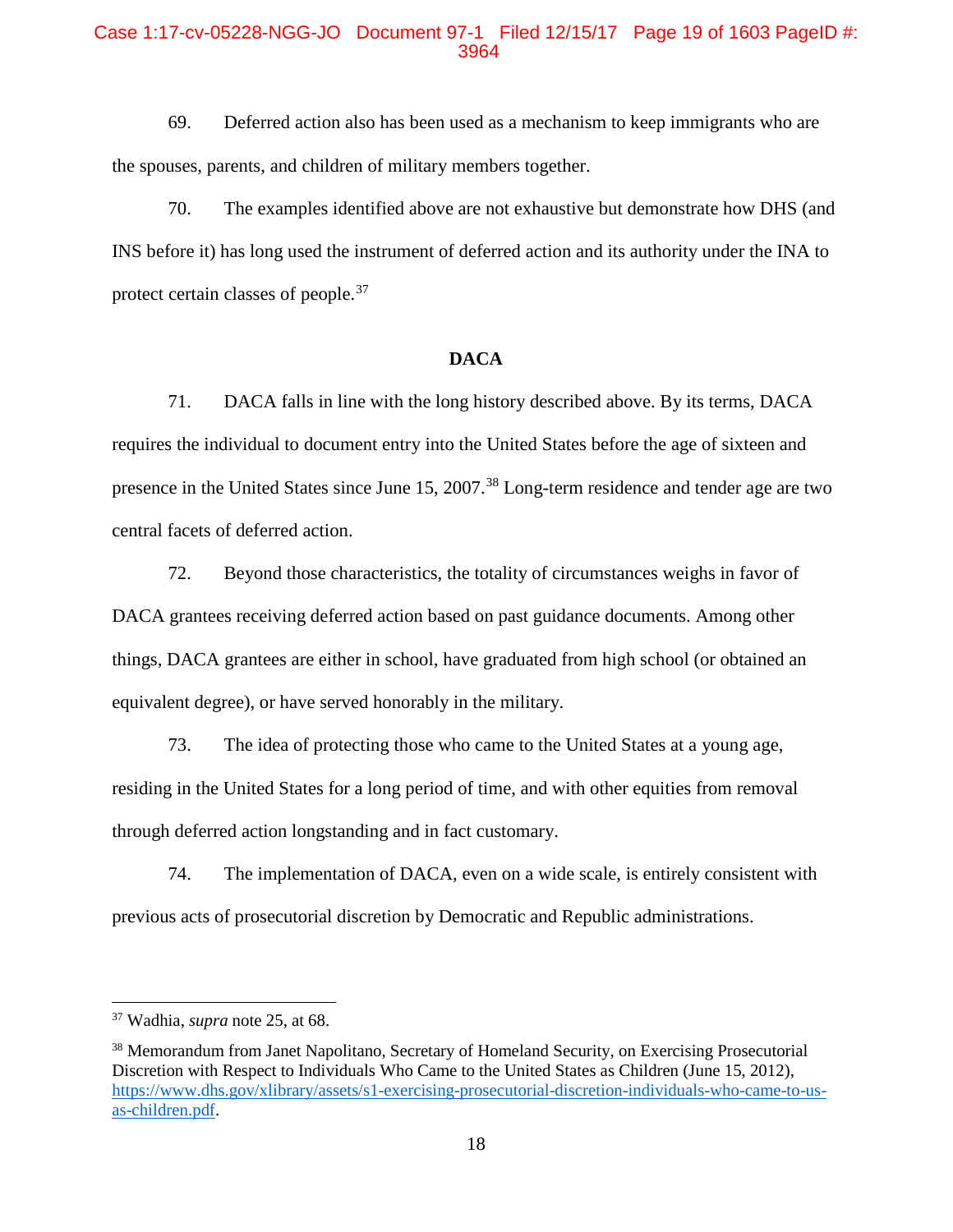69. Deferred action also has been used as a mechanism to keep immigrants who are the spouses, parents, and children of military members together.

70. The examples identified above are not exhaustive but demonstrate how DHS (and INS before it) has long used the instrument of deferred action and its authority under the INA to protect certain classes of people.[37]

**DACA**

71. DACA falls in line with the long history described above. By its terms, DACA requires the individual to document entry into the United States before the age of sixteen and presence in the United States since June 15, 2007.[38] Long-term residence and tender age are two central facets of deferred action.

72. Beyond those characteristics, the totality of circumstances weighs in favor of DACA grantees receiving deferred action based on past guidance documents. Among other things, DACA grantees are either in school, have graduated from high school (or obtained an equivalent degree), or have served honorably in the military.

73. The idea of protecting those who came to the United States at a young age, residing in the United States for a long period of time, and with other equities from removal through deferred action longstanding and in fact customary.

74. The implementation of DACA, even on a wide scale, is entirely consistent with previous acts of prosecutorial discretion by Democratic and Republic administrations.

---

[37] Wadhia, *supra* note 25, at 68.

[38] Memorandum from Janet Napolitano, Secretary of Homeland Security, on Exercising Prosecutorial Discretion with Respect to Individuals Who Came to the United States as Children (June 15, 2012), https://www.dhs.gov/xlibrary/assets/s1-exercising-prosecutorial-discretion-individuals-who-came-to-us-as-children.pdf.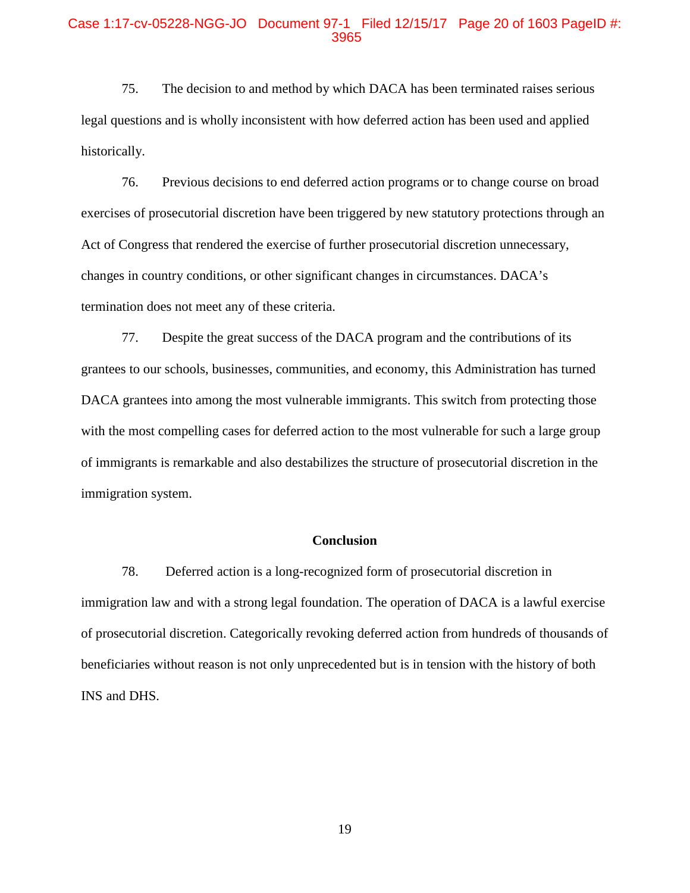75. The decision to and method by which DACA has been terminated raises serious legal questions and is wholly inconsistent with how deferred action has been used and applied historically.

76. Previous decisions to end deferred action programs or to change course on broad exercises of prosecutorial discretion have been triggered by new statutory protections through an Act of Congress that rendered the exercise of further prosecutorial discretion unnecessary, changes in country conditions, or other significant changes in circumstances. DACA's termination does not meet any of these criteria.

77. Despite the great success of the DACA program and the contributions of its grantees to our schools, businesses, communities, and economy, this Administration has turned DACA grantees into among the most vulnerable immigrants. This switch from protecting those with the most compelling cases for deferred action to the most vulnerable for such a large group of immigrants is remarkable and also destabilizes the structure of prosecutorial discretion in the immigration system.

## Conclusion

78. Deferred action is a long-recognized form of prosecutorial discretion in immigration law and with a strong legal foundation. The operation of DACA is a lawful exercise of prosecutorial discretion. Categorically revoking deferred action from hundreds of thousands of beneficiaries without reason is not only unprecedented but is in tension with the history of both INS and DHS.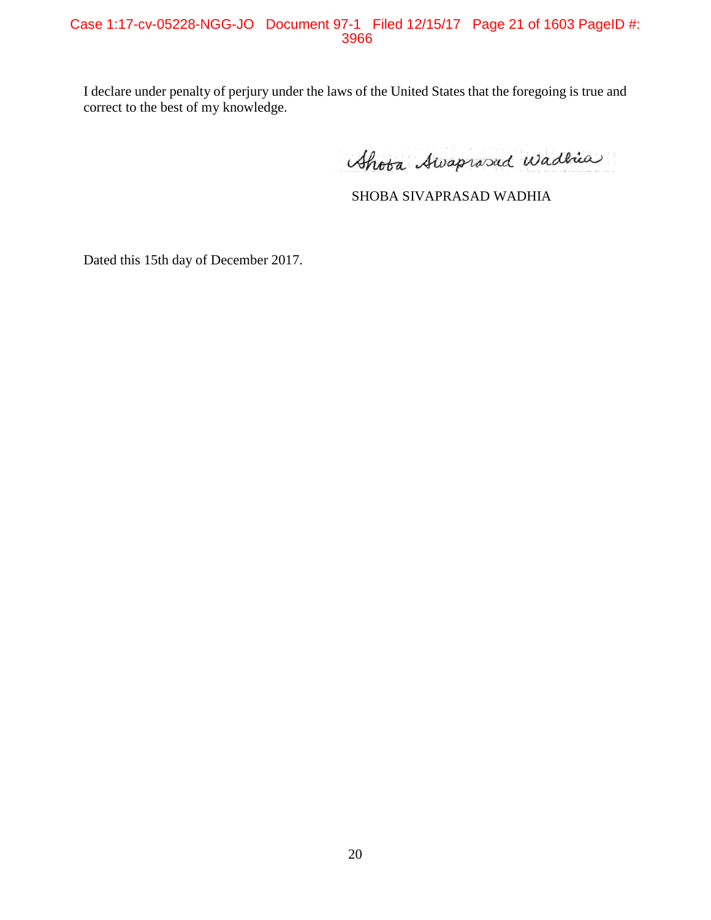I declare under penalty of perjury under the laws of the United States that the foregoing is true and correct to the best of my knowledge.

Shoba Sivaprasad Wadhia

SHOBA SIVAPRASAD WADHIA

Dated this 15th day of December 2017.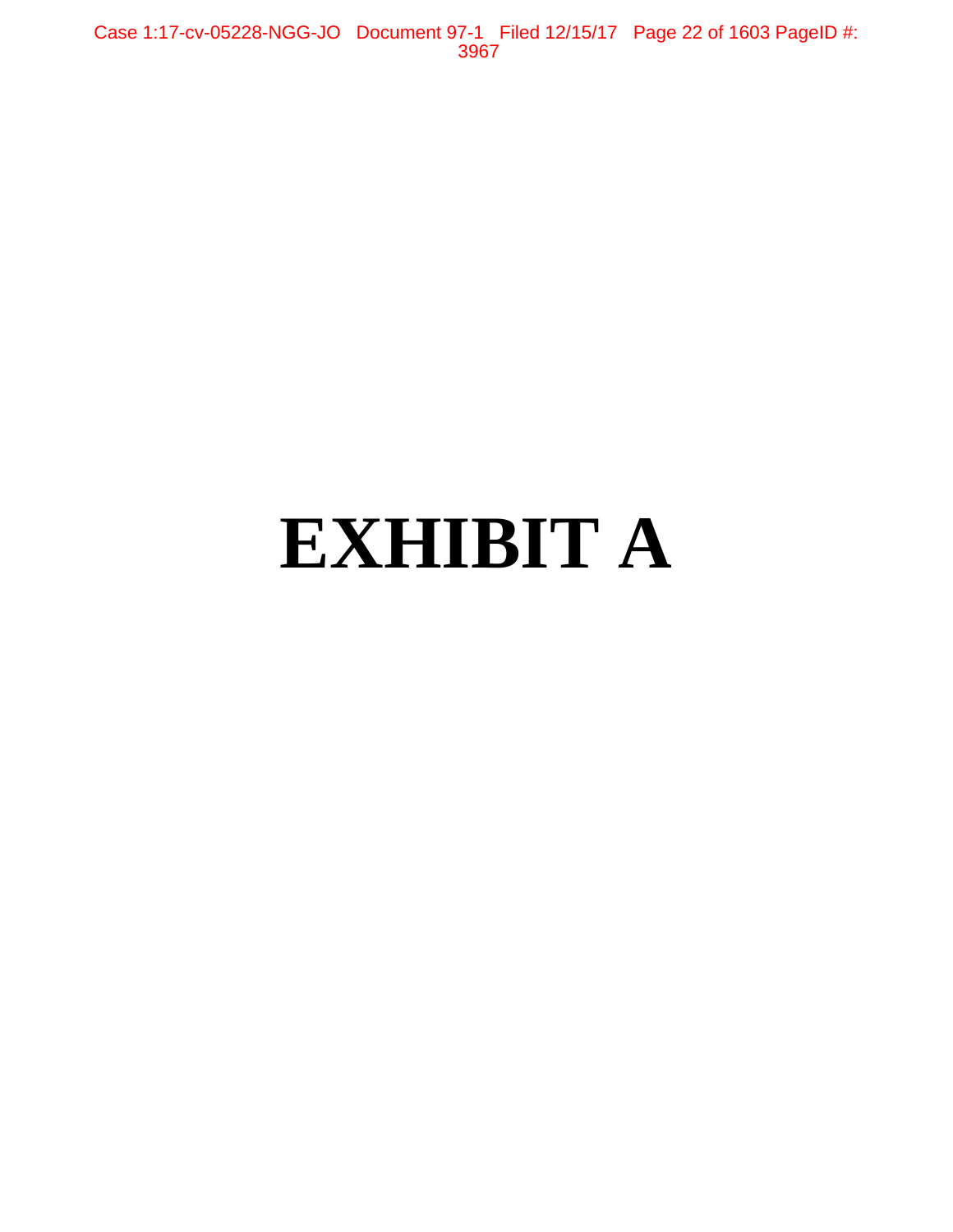# EXHIBIT A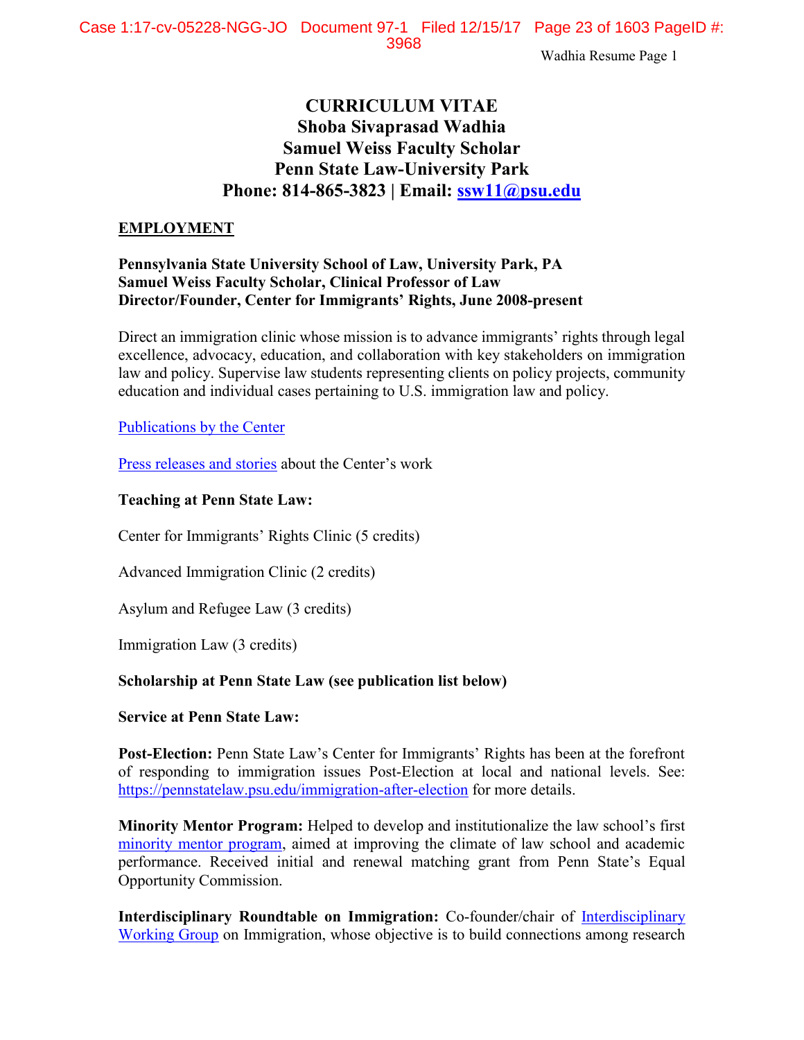# CURRICULUM VITAE
## Shoba Sivaprasad Wadhia
## Samuel Weiss Faculty Scholar
## Penn State Law-University Park
## Phone: 814-865-3823 | Email: ssw11@psu.edu

**EMPLOYMENT**

**Pennsylvania State University School of Law, University Park, PA**
**Samuel Weiss Faculty Scholar, Clinical Professor of Law**
**Director/Founder, Center for Immigrants' Rights, June 2008-present**

Direct an immigration clinic whose mission is to advance immigrants' rights through legal excellence, advocacy, education, and collaboration with key stakeholders on immigration law and policy. Supervise law students representing clients on policy projects, community education and individual cases pertaining to U.S. immigration law and policy.

Publications by the Center

Press releases and stories about the Center's work

**Teaching at Penn State Law:**

Center for Immigrants' Rights Clinic (5 credits)

Advanced Immigration Clinic (2 credits)

Asylum and Refugee Law (3 credits)

Immigration Law (3 credits)

**Scholarship at Penn State Law (see publication list below)**

**Service at Penn State Law:**

**Post-Election:** Penn State Law's Center for Immigrants' Rights has been at the forefront of responding to immigration issues Post-Election at local and national levels. See: https://pennstatelaw.psu.edu/immigration-after-election for more details.

**Minority Mentor Program:** Helped to develop and institutionalize the law school's first minority mentor program, aimed at improving the climate of law school and academic performance. Received initial and renewal matching grant from Penn State's Equal Opportunity Commission.

**Interdisciplinary Roundtable on Immigration:** Co-founder/chair of Interdisciplinary Working Group on Immigration, whose objective is to build connections among research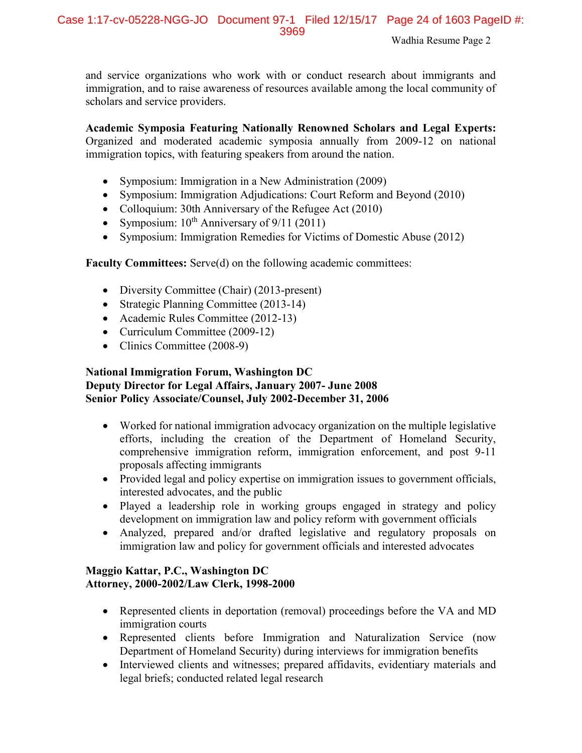and service organizations who work with or conduct research about immigrants and immigration, and to raise awareness of resources available among the local community of scholars and service providers.

**Academic Symposia Featuring Nationally Renowned Scholars and Legal Experts:** Organized and moderated academic symposia annually from 2009-12 on national immigration topics, with featuring speakers from around the nation.

- Symposium: Immigration in a New Administration (2009)
- Symposium: Immigration Adjudications: Court Reform and Beyond (2010)
- Colloquium: 30th Anniversary of the Refugee Act (2010)
- Symposium: 10th Anniversary of 9/11 (2011)
- Symposium: Immigration Remedies for Victims of Domestic Abuse (2012)

**Faculty Committees:** Serve(d) on the following academic committees:

- Diversity Committee (Chair) (2013-present)
- Strategic Planning Committee (2013-14)
- Academic Rules Committee (2012-13)
- Curriculum Committee (2009-12)
- Clinics Committee (2008-9)

**National Immigration Forum, Washington DC**
**Deputy Director for Legal Affairs, January 2007- June 2008**
**Senior Policy Associate/Counsel, July 2002-December 31, 2006**

- Worked for national immigration advocacy organization on the multiple legislative efforts, including the creation of the Department of Homeland Security, comprehensive immigration reform, immigration enforcement, and post 9-11 proposals affecting immigrants
- Provided legal and policy expertise on immigration issues to government officials, interested advocates, and the public
- Played a leadership role in working groups engaged in strategy and policy development on immigration law and policy reform with government officials
- Analyzed, prepared and/or drafted legislative and regulatory proposals on immigration law and policy for government officials and interested advocates

**Maggio Kattar, P.C., Washington DC**
**Attorney, 2000-2002/Law Clerk, 1998-2000**

- Represented clients in deportation (removal) proceedings before the VA and MD immigration courts
- Represented clients before Immigration and Naturalization Service (now Department of Homeland Security) during interviews for immigration benefits
- Interviewed clients and witnesses; prepared affidavits, evidentiary materials and legal briefs; conducted related legal research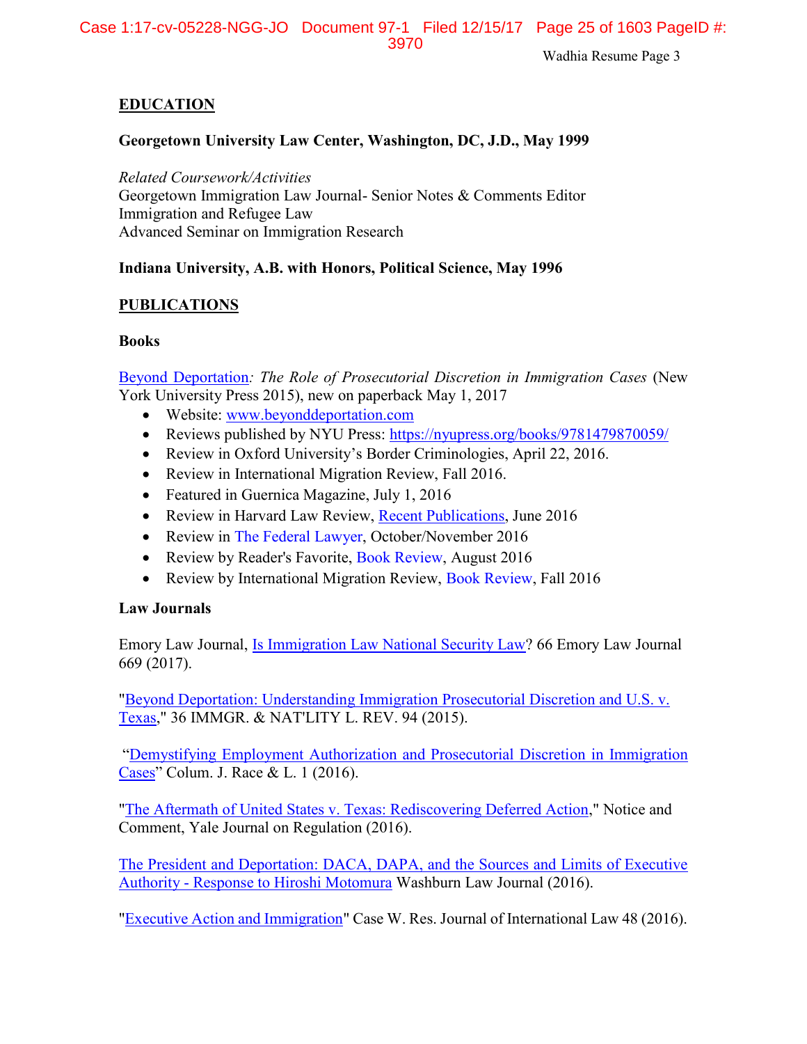## EDUCATION

**Georgetown University Law Center, Washington, DC, J.D., May 1999**

*Related Coursework/Activities*
Georgetown Immigration Law Journal- Senior Notes & Comments Editor
Immigration and Refugee Law
Advanced Seminar on Immigration Research

**Indiana University, A.B. with Honors, Political Science, May 1996**

## PUBLICATIONS

### Books

Beyond Deportation*: The Role of Prosecutorial Discretion in Immigration Cases* (New York University Press 2015), new on paperback May 1, 2017

- Website: www.beyonddeportation.com
- Reviews published by NYU Press: https://nyupress.org/books/9781479870059/
- Review in Oxford University's Border Criminologies, April 22, 2016.
- Review in International Migration Review, Fall 2016.
- Featured in Guernica Magazine, July 1, 2016
- Review in Harvard Law Review, Recent Publications, June 2016
- Review in The Federal Lawyer, October/November 2016
- Review by Reader's Favorite, Book Review, August 2016
- Review by International Migration Review, Book Review, Fall 2016

### Law Journals

Emory Law Journal, Is Immigration Law National Security Law? 66 Emory Law Journal 669 (2017).

"Beyond Deportation: Understanding Immigration Prosecutorial Discretion and U.S. v. Texas," 36 IMMGR. & NAT'LITY L. REV. 94 (2015).

"Demystifying Employment Authorization and Prosecutorial Discretion in Immigration Cases" Colum. J. Race & L. 1 (2016).

"The Aftermath of United States v. Texas: Rediscovering Deferred Action," Notice and Comment, Yale Journal on Regulation (2016).

The President and Deportation: DACA, DAPA, and the Sources and Limits of Executive Authority - Response to Hiroshi Motomura Washburn Law Journal (2016).

"Executive Action and Immigration" Case W. Res. Journal of International Law 48 (2016).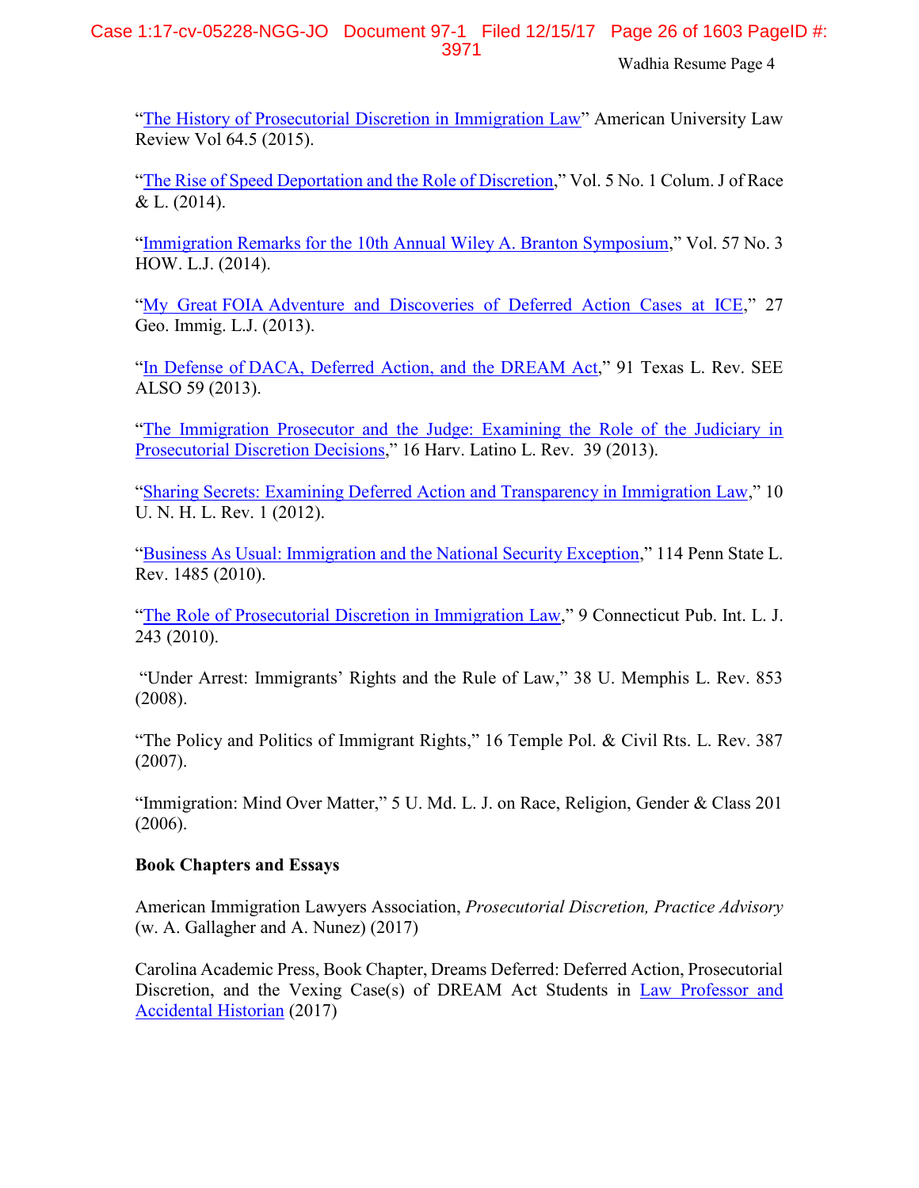"The History of Prosecutorial Discretion in Immigration Law" American University Law Review Vol 64.5 (2015).

"The Rise of Speed Deportation and the Role of Discretion," Vol. 5 No. 1 Colum. J of Race & L. (2014).

"Immigration Remarks for the 10th Annual Wiley A. Branton Symposium," Vol. 57 No. 3 HOW. L.J. (2014).

"My Great FOIA Adventure and Discoveries of Deferred Action Cases at ICE," 27 Geo. Immig. L.J. (2013).

"In Defense of DACA, Deferred Action, and the DREAM Act," 91 Texas L. Rev. SEE ALSO 59 (2013).

"The Immigration Prosecutor and the Judge: Examining the Role of the Judiciary in Prosecutorial Discretion Decisions," 16 Harv. Latino L. Rev. 39 (2013).

"Sharing Secrets: Examining Deferred Action and Transparency in Immigration Law," 10 U. N. H. L. Rev. 1 (2012).

"Business As Usual: Immigration and the National Security Exception," 114 Penn State L. Rev. 1485 (2010).

"The Role of Prosecutorial Discretion in Immigration Law," 9 Connecticut Pub. Int. L. J. 243 (2010).

"Under Arrest: Immigrants' Rights and the Rule of Law," 38 U. Memphis L. Rev. 853 (2008).

"The Policy and Politics of Immigrant Rights," 16 Temple Pol. & Civil Rts. L. Rev. 387 (2007).

"Immigration: Mind Over Matter," 5 U. Md. L. J. on Race, Religion, Gender & Class 201 (2006).

**Book Chapters and Essays**

American Immigration Lawyers Association, *Prosecutorial Discretion, Practice Advisory* (w. A. Gallagher and A. Nunez) (2017)

Carolina Academic Press, Book Chapter, Dreams Deferred: Deferred Action, Prosecutorial Discretion, and the Vexing Case(s) of DREAM Act Students in Law Professor and Accidental Historian (2017)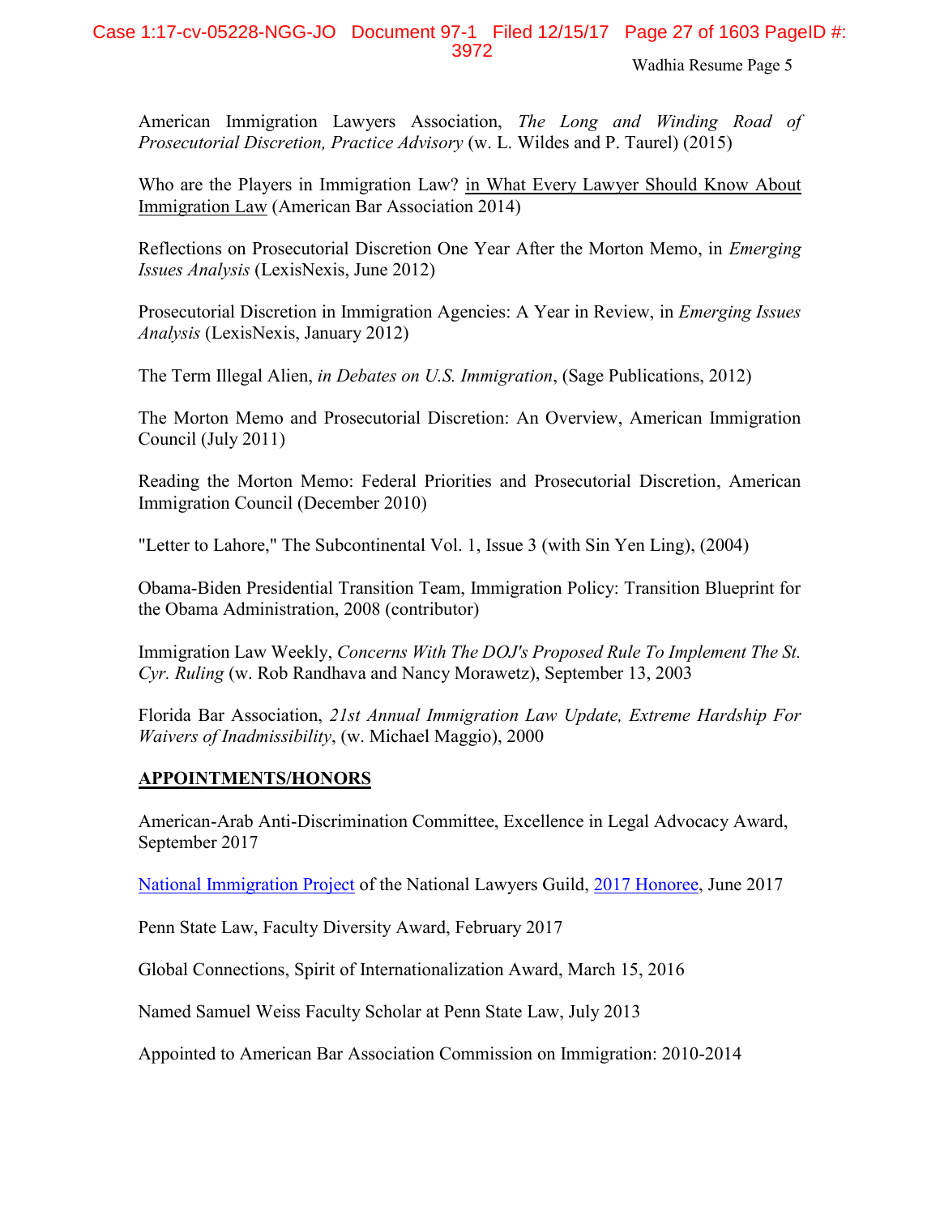American Immigration Lawyers Association, *The Long and Winding Road of Prosecutorial Discretion, Practice Advisory* (w. L. Wildes and P. Taurel) (2015)

Who are the Players in Immigration Law? in What Every Lawyer Should Know About Immigration Law (American Bar Association 2014)

Reflections on Prosecutorial Discretion One Year After the Morton Memo, in *Emerging Issues Analysis* (LexisNexis, June 2012)

Prosecutorial Discretion in Immigration Agencies: A Year in Review, in *Emerging Issues Analysis* (LexisNexis, January 2012)

The Term Illegal Alien, *in Debates on U.S. Immigration*, (Sage Publications, 2012)

The Morton Memo and Prosecutorial Discretion: An Overview, American Immigration Council (July 2011)

Reading the Morton Memo: Federal Priorities and Prosecutorial Discretion, American Immigration Council (December 2010)

"Letter to Lahore," The Subcontinental Vol. 1, Issue 3 (with Sin Yen Ling), (2004)

Obama-Biden Presidential Transition Team, Immigration Policy: Transition Blueprint for the Obama Administration, 2008 (contributor)

Immigration Law Weekly, *Concerns With The DOJ's Proposed Rule To Implement The St. Cyr. Ruling* (w. Rob Randhava and Nancy Morawetz), September 13, 2003

Florida Bar Association, *21st Annual Immigration Law Update, Extreme Hardship For Waivers of Inadmissibility*, (w. Michael Maggio), 2000

## APPOINTMENTS/HONORS

American-Arab Anti-Discrimination Committee, Excellence in Legal Advocacy Award, September 2017

National Immigration Project of the National Lawyers Guild, 2017 Honoree, June 2017

Penn State Law, Faculty Diversity Award, February 2017

Global Connections, Spirit of Internationalization Award, March 15, 2016

Named Samuel Weiss Faculty Scholar at Penn State Law, July 2013

Appointed to American Bar Association Commission on Immigration: 2010-2014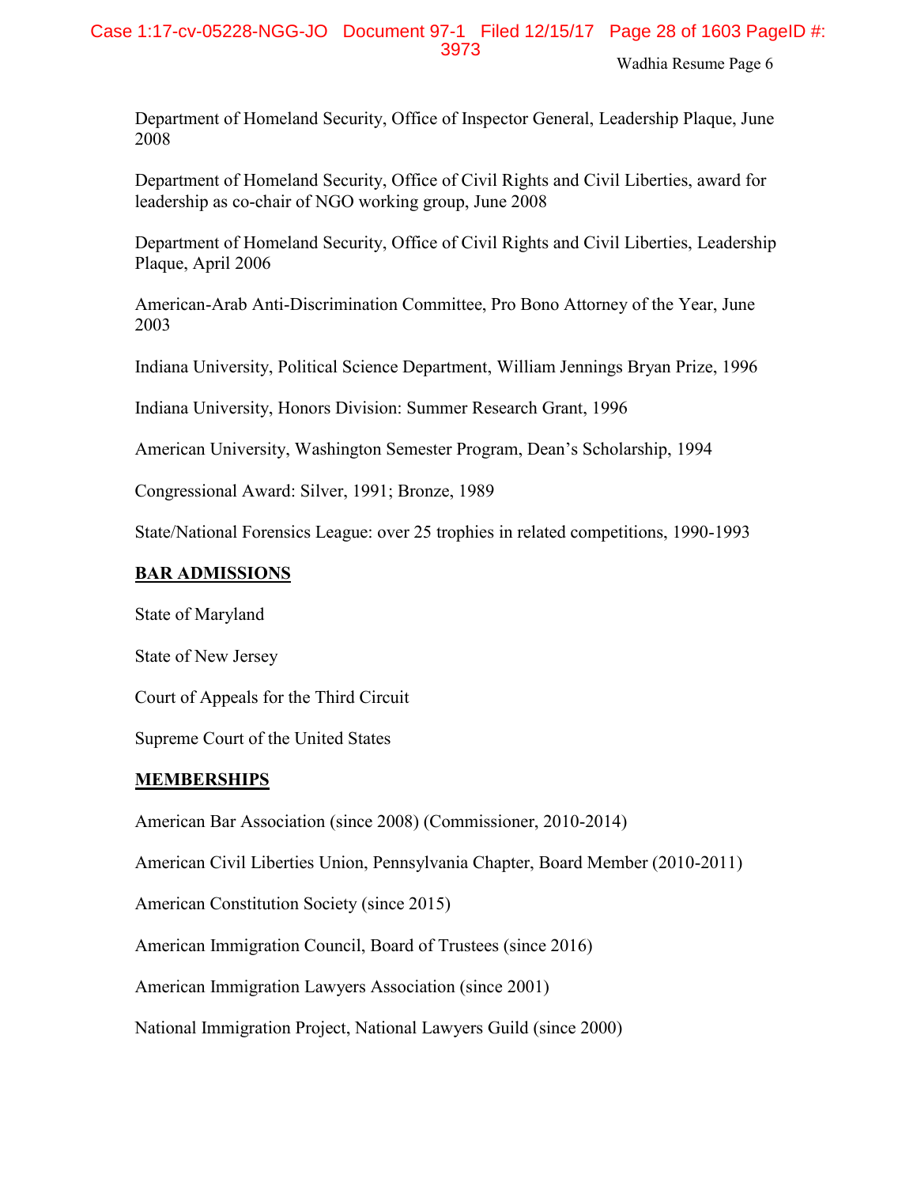Department of Homeland Security, Office of Inspector General, Leadership Plaque, June 2008

Department of Homeland Security, Office of Civil Rights and Civil Liberties, award for leadership as co-chair of NGO working group, June 2008

Department of Homeland Security, Office of Civil Rights and Civil Liberties, Leadership Plaque, April 2006

American-Arab Anti-Discrimination Committee, Pro Bono Attorney of the Year, June 2003

Indiana University, Political Science Department, William Jennings Bryan Prize, 1996

Indiana University, Honors Division: Summer Research Grant, 1996

American University, Washington Semester Program, Dean's Scholarship, 1994

Congressional Award: Silver, 1991; Bronze, 1989

State/National Forensics League: over 25 trophies in related competitions, 1990-1993

## BAR ADMISSIONS

State of Maryland

State of New Jersey

Court of Appeals for the Third Circuit

Supreme Court of the United States

## MEMBERSHIPS

American Bar Association (since 2008) (Commissioner, 2010-2014)

American Civil Liberties Union, Pennsylvania Chapter, Board Member (2010-2011)

American Constitution Society (since 2015)

American Immigration Council, Board of Trustees (since 2016)

American Immigration Lawyers Association (since 2001)

National Immigration Project, National Lawyers Guild (since 2000)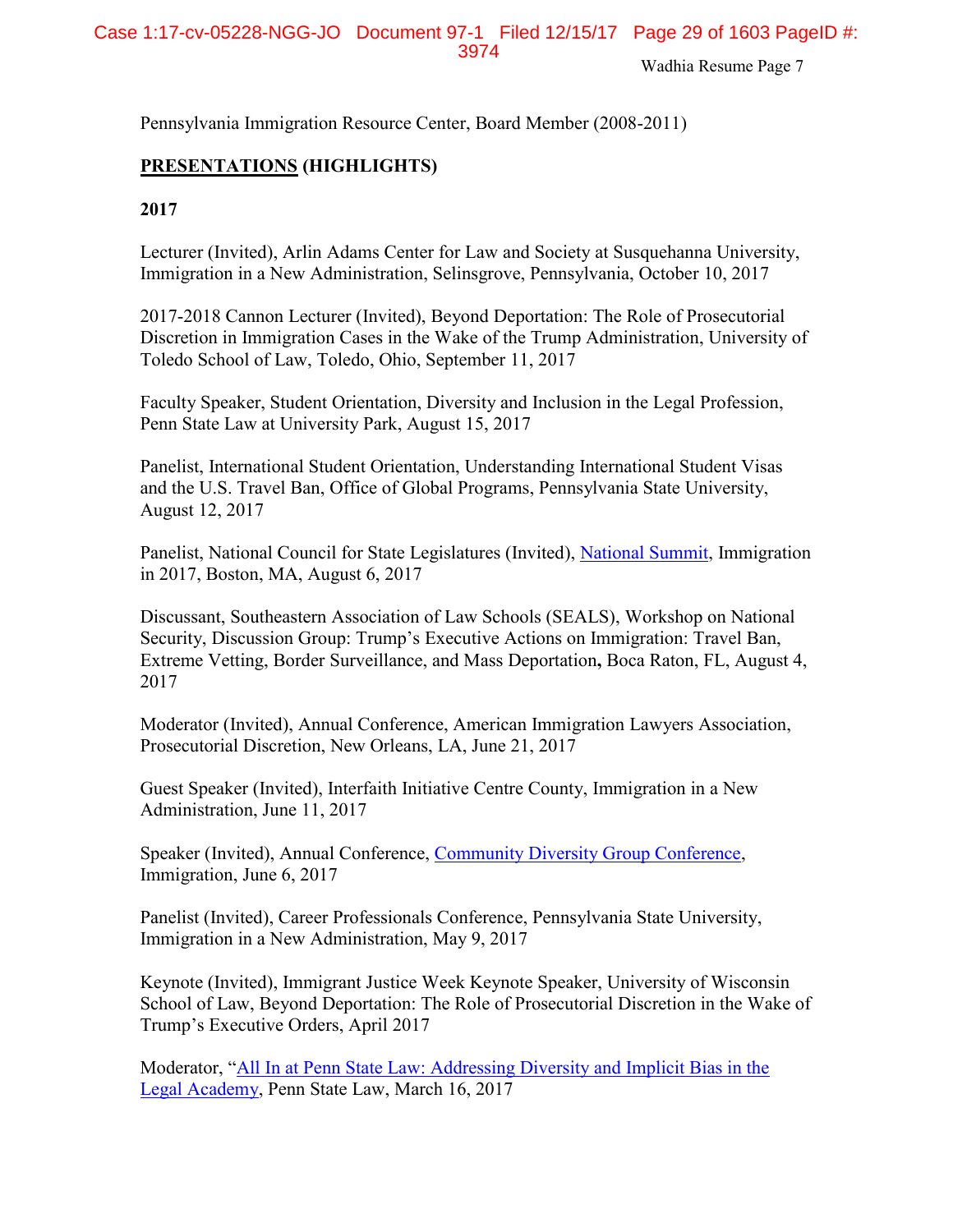Pennsylvania Immigration Resource Center, Board Member (2008-2011)

## **PRESENTATIONS (HIGHLIGHTS)**

### **2017**

Lecturer (Invited), Arlin Adams Center for Law and Society at Susquehanna University, Immigration in a New Administration, Selinsgrove, Pennsylvania, October 10, 2017

2017-2018 Cannon Lecturer (Invited), Beyond Deportation: The Role of Prosecutorial Discretion in Immigration Cases in the Wake of the Trump Administration, University of Toledo School of Law, Toledo, Ohio, September 11, 2017

Faculty Speaker, Student Orientation, Diversity and Inclusion in the Legal Profession, Penn State Law at University Park, August 15, 2017

Panelist, International Student Orientation, Understanding International Student Visas and the U.S. Travel Ban, Office of Global Programs, Pennsylvania State University, August 12, 2017

Panelist, National Council for State Legislatures (Invited), National Summit, Immigration in 2017, Boston, MA, August 6, 2017

Discussant, Southeastern Association of Law Schools (SEALS), Workshop on National Security, Discussion Group: Trump's Executive Actions on Immigration: Travel Ban, Extreme Vetting, Border Surveillance, and Mass Deportation**,** Boca Raton, FL, August 4, 2017

Moderator (Invited), Annual Conference, American Immigration Lawyers Association, Prosecutorial Discretion, New Orleans, LA, June 21, 2017

Guest Speaker (Invited), Interfaith Initiative Centre County, Immigration in a New Administration, June 11, 2017

Speaker (Invited), Annual Conference, Community Diversity Group Conference, Immigration, June 6, 2017

Panelist (Invited), Career Professionals Conference, Pennsylvania State University, Immigration in a New Administration, May 9, 2017

Keynote (Invited), Immigrant Justice Week Keynote Speaker, University of Wisconsin School of Law, Beyond Deportation: The Role of Prosecutorial Discretion in the Wake of Trump's Executive Orders, April 2017

Moderator, "All In at Penn State Law: Addressing Diversity and Implicit Bias in the Legal Academy, Penn State Law, March 16, 2017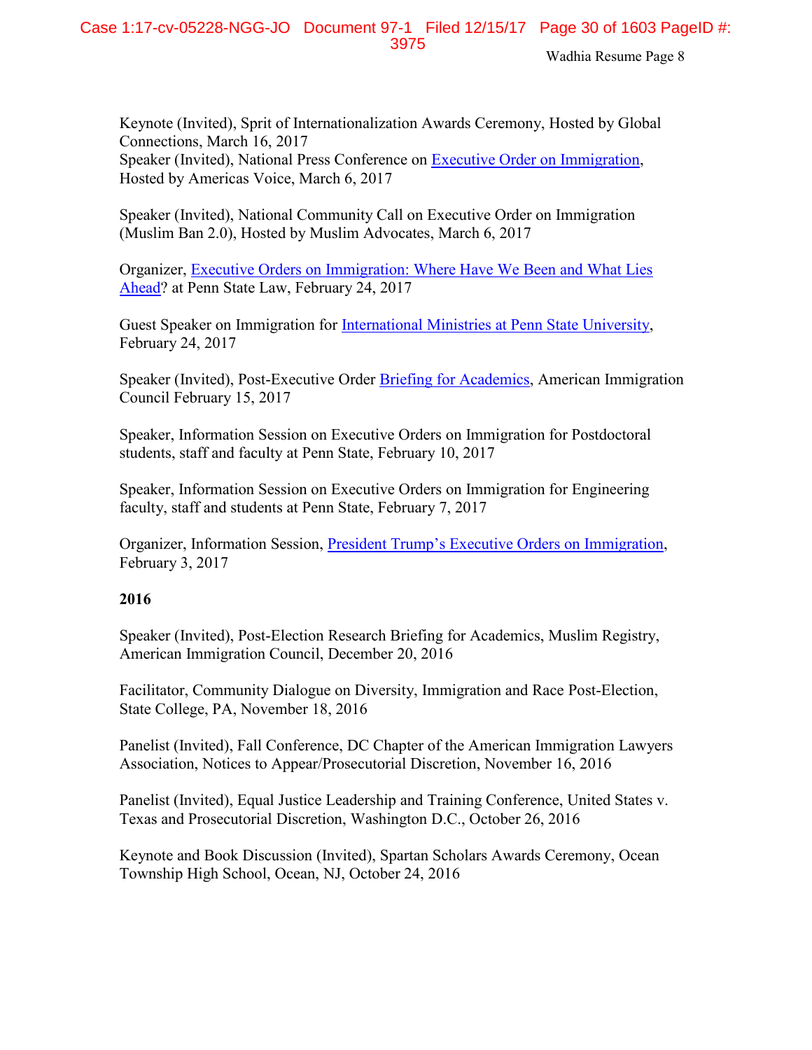Keynote (Invited), Sprit of Internationalization Awards Ceremony, Hosted by Global Connections, March 16, 2017
Speaker (Invited), National Press Conference on Executive Order on Immigration, Hosted by Americas Voice, March 6, 2017

Speaker (Invited), National Community Call on Executive Order on Immigration (Muslim Ban 2.0), Hosted by Muslim Advocates, March 6, 2017

Organizer, Executive Orders on Immigration: Where Have We Been and What Lies Ahead? at Penn State Law, February 24, 2017

Guest Speaker on Immigration for International Ministries at Penn State University, February 24, 2017

Speaker (Invited), Post-Executive Order Briefing for Academics, American Immigration Council February 15, 2017

Speaker, Information Session on Executive Orders on Immigration for Postdoctoral students, staff and faculty at Penn State, February 10, 2017

Speaker, Information Session on Executive Orders on Immigration for Engineering faculty, staff and students at Penn State, February 7, 2017

Organizer, Information Session, President Trump's Executive Orders on Immigration, February 3, 2017

**2016**

Speaker (Invited), Post-Election Research Briefing for Academics, Muslim Registry, American Immigration Council, December 20, 2016

Facilitator, Community Dialogue on Diversity, Immigration and Race Post-Election, State College, PA, November 18, 2016

Panelist (Invited), Fall Conference, DC Chapter of the American Immigration Lawyers Association, Notices to Appear/Prosecutorial Discretion, November 16, 2016

Panelist (Invited), Equal Justice Leadership and Training Conference, United States v. Texas and Prosecutorial Discretion, Washington D.C., October 26, 2016

Keynote and Book Discussion (Invited), Spartan Scholars Awards Ceremony, Ocean Township High School, Ocean, NJ, October 24, 2016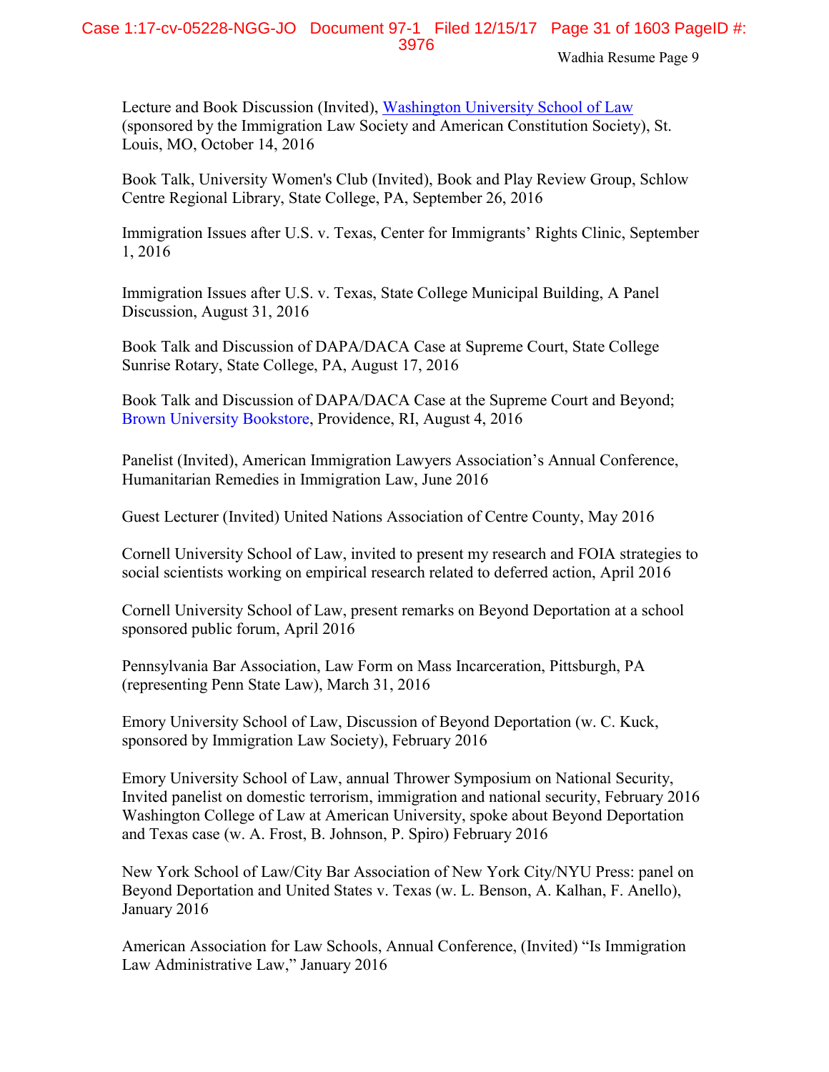Lecture and Book Discussion (Invited), Washington University School of Law (sponsored by the Immigration Law Society and American Constitution Society), St. Louis, MO, October 14, 2016

Book Talk, University Women's Club (Invited), Book and Play Review Group, Schlow Centre Regional Library, State College, PA, September 26, 2016

Immigration Issues after U.S. v. Texas, Center for Immigrants' Rights Clinic, September 1, 2016

Immigration Issues after U.S. v. Texas, State College Municipal Building, A Panel Discussion, August 31, 2016

Book Talk and Discussion of DAPA/DACA Case at Supreme Court, State College Sunrise Rotary, State College, PA, August 17, 2016

Book Talk and Discussion of DAPA/DACA Case at the Supreme Court and Beyond; Brown University Bookstore, Providence, RI, August 4, 2016

Panelist (Invited), American Immigration Lawyers Association's Annual Conference, Humanitarian Remedies in Immigration Law, June 2016

Guest Lecturer (Invited) United Nations Association of Centre County, May 2016

Cornell University School of Law, invited to present my research and FOIA strategies to social scientists working on empirical research related to deferred action, April 2016

Cornell University School of Law, present remarks on Beyond Deportation at a school sponsored public forum, April 2016

Pennsylvania Bar Association, Law Form on Mass Incarceration, Pittsburgh, PA (representing Penn State Law), March 31, 2016

Emory University School of Law, Discussion of Beyond Deportation (w. C. Kuck, sponsored by Immigration Law Society), February 2016

Emory University School of Law, annual Thrower Symposium on National Security, Invited panelist on domestic terrorism, immigration and national security, February 2016
Washington College of Law at American University, spoke about Beyond Deportation and Texas case (w. A. Frost, B. Johnson, P. Spiro) February 2016

New York School of Law/City Bar Association of New York City/NYU Press: panel on Beyond Deportation and United States v. Texas (w. L. Benson, A. Kalhan, F. Anello), January 2016

American Association for Law Schools, Annual Conference, (Invited) "Is Immigration Law Administrative Law," January 2016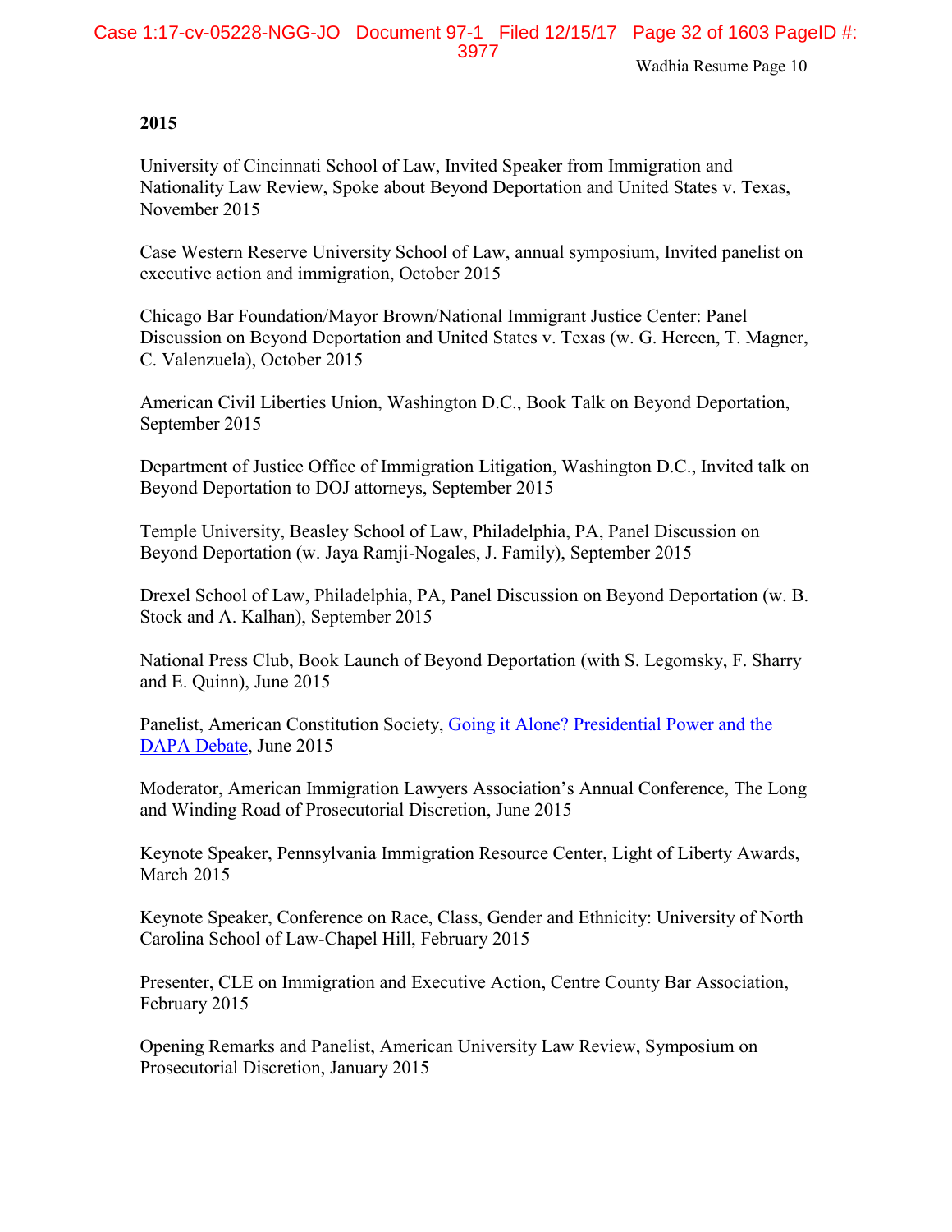**2015**

University of Cincinnati School of Law, Invited Speaker from Immigration and Nationality Law Review, Spoke about Beyond Deportation and United States v. Texas, November 2015

Case Western Reserve University School of Law, annual symposium, Invited panelist on executive action and immigration, October 2015

Chicago Bar Foundation/Mayor Brown/National Immigrant Justice Center: Panel Discussion on Beyond Deportation and United States v. Texas (w. G. Hereen, T. Magner, C. Valenzuela), October 2015

American Civil Liberties Union, Washington D.C., Book Talk on Beyond Deportation, September 2015

Department of Justice Office of Immigration Litigation, Washington D.C., Invited talk on Beyond Deportation to DOJ attorneys, September 2015

Temple University, Beasley School of Law, Philadelphia, PA, Panel Discussion on Beyond Deportation (w. Jaya Ramji-Nogales, J. Family), September 2015

Drexel School of Law, Philadelphia, PA, Panel Discussion on Beyond Deportation (w. B. Stock and A. Kalhan), September 2015

National Press Club, Book Launch of Beyond Deportation (with S. Legomsky, F. Sharry and E. Quinn), June 2015

Panelist, American Constitution Society, Going it Alone? Presidential Power and the DAPA Debate, June 2015

Moderator, American Immigration Lawyers Association's Annual Conference, The Long and Winding Road of Prosecutorial Discretion, June 2015

Keynote Speaker, Pennsylvania Immigration Resource Center, Light of Liberty Awards, March 2015

Keynote Speaker, Conference on Race, Class, Gender and Ethnicity: University of North Carolina School of Law-Chapel Hill, February 2015

Presenter, CLE on Immigration and Executive Action, Centre County Bar Association, February 2015

Opening Remarks and Panelist, American University Law Review, Symposium on Prosecutorial Discretion, January 2015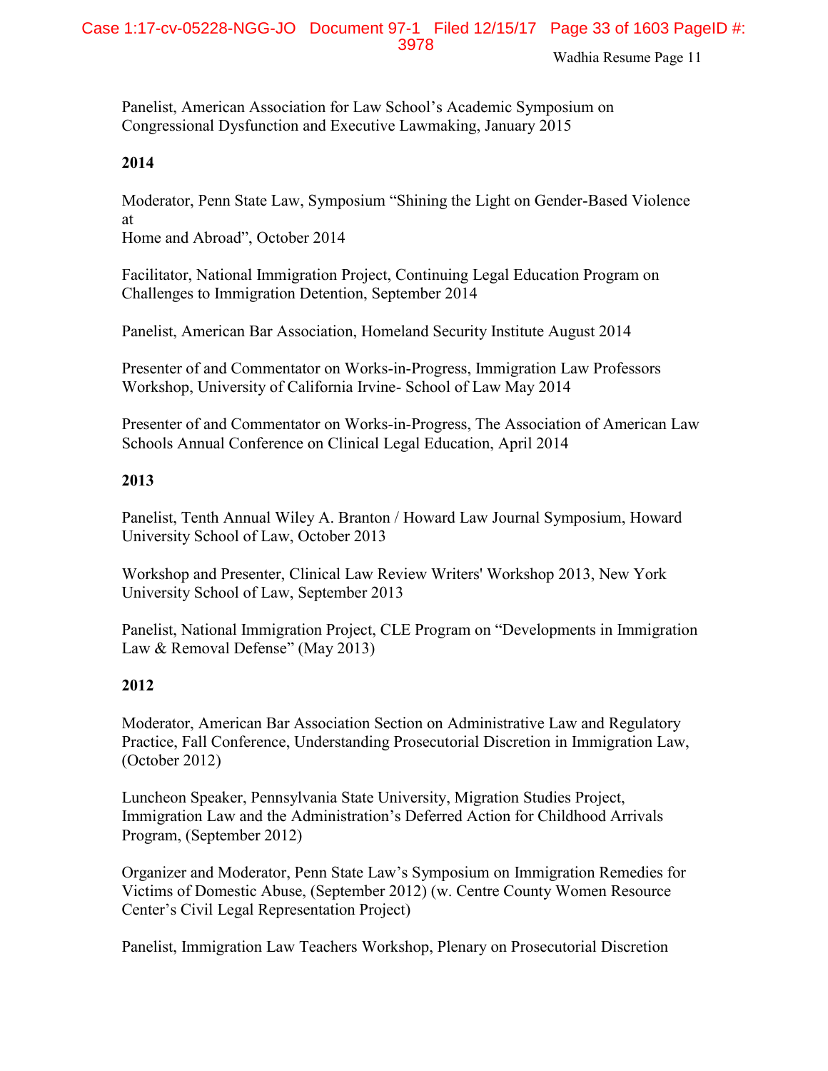Panelist, American Association for Law School's Academic Symposium on Congressional Dysfunction and Executive Lawmaking, January 2015

**2014**

Moderator, Penn State Law, Symposium "Shining the Light on Gender-Based Violence at
Home and Abroad", October 2014

Facilitator, National Immigration Project, Continuing Legal Education Program on Challenges to Immigration Detention, September 2014

Panelist, American Bar Association, Homeland Security Institute August 2014

Presenter of and Commentator on Works-in-Progress, Immigration Law Professors Workshop, University of California Irvine- School of Law May 2014

Presenter of and Commentator on Works-in-Progress, The Association of American Law Schools Annual Conference on Clinical Legal Education, April 2014

**2013**

Panelist, Tenth Annual Wiley A. Branton / Howard Law Journal Symposium, Howard University School of Law, October 2013

Workshop and Presenter, Clinical Law Review Writers' Workshop 2013, New York University School of Law, September 2013

Panelist, National Immigration Project, CLE Program on "Developments in Immigration Law & Removal Defense" (May 2013)

**2012**

Moderator, American Bar Association Section on Administrative Law and Regulatory Practice, Fall Conference, Understanding Prosecutorial Discretion in Immigration Law, (October 2012)

Luncheon Speaker, Pennsylvania State University, Migration Studies Project, Immigration Law and the Administration's Deferred Action for Childhood Arrivals Program, (September 2012)

Organizer and Moderator, Penn State Law's Symposium on Immigration Remedies for Victims of Domestic Abuse, (September 2012) (w. Centre County Women Resource Center's Civil Legal Representation Project)

Panelist, Immigration Law Teachers Workshop, Plenary on Prosecutorial Discretion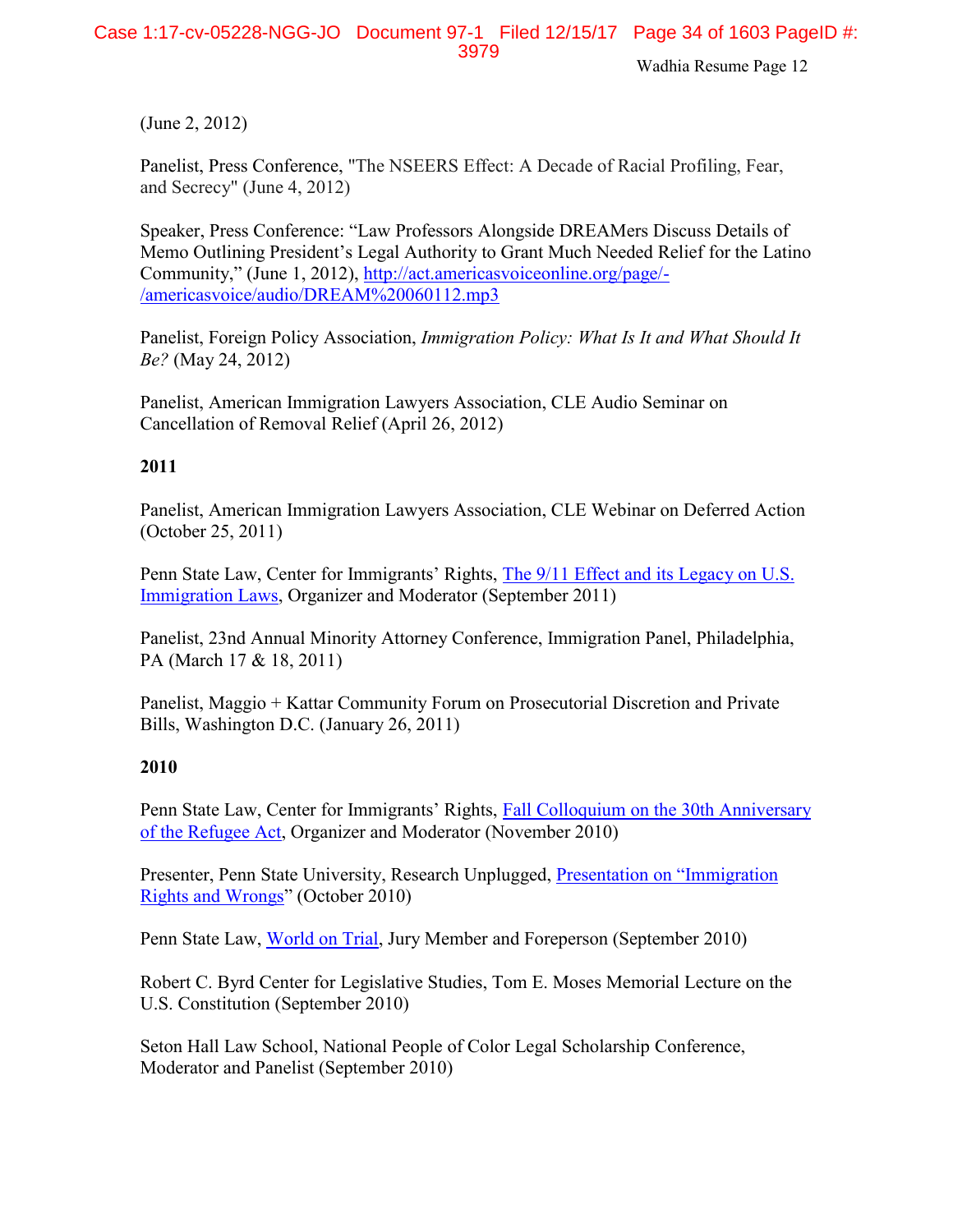(June 2, 2012)

Panelist, Press Conference, "The NSEERS Effect: A Decade of Racial Profiling, Fear, and Secrecy" (June 4, 2012)

Speaker, Press Conference: "Law Professors Alongside DREAMers Discuss Details of Memo Outlining President's Legal Authority to Grant Much Needed Relief for the Latino Community," (June 1, 2012), http://act.americasvoiceonline.org/page/-/americasvoice/audio/DREAM%20060112.mp3

Panelist, Foreign Policy Association, *Immigration Policy: What Is It and What Should It Be?* (May 24, 2012)

Panelist, American Immigration Lawyers Association, CLE Audio Seminar on Cancellation of Removal Relief (April 26, 2012)

**2011**

Panelist, American Immigration Lawyers Association, CLE Webinar on Deferred Action (October 25, 2011)

Penn State Law, Center for Immigrants' Rights, The 9/11 Effect and its Legacy on U.S. Immigration Laws, Organizer and Moderator (September 2011)

Panelist, 23nd Annual Minority Attorney Conference, Immigration Panel, Philadelphia, PA (March 17 & 18, 2011)

Panelist, Maggio + Kattar Community Forum on Prosecutorial Discretion and Private Bills, Washington D.C. (January 26, 2011)

**2010**

Penn State Law, Center for Immigrants' Rights, Fall Colloquium on the 30th Anniversary of the Refugee Act, Organizer and Moderator (November 2010)

Presenter, Penn State University, Research Unplugged, Presentation on "Immigration Rights and Wrongs" (October 2010)

Penn State Law, World on Trial, Jury Member and Foreperson (September 2010)

Robert C. Byrd Center for Legislative Studies, Tom E. Moses Memorial Lecture on the U.S. Constitution (September 2010)

Seton Hall Law School, National People of Color Legal Scholarship Conference, Moderator and Panelist (September 2010)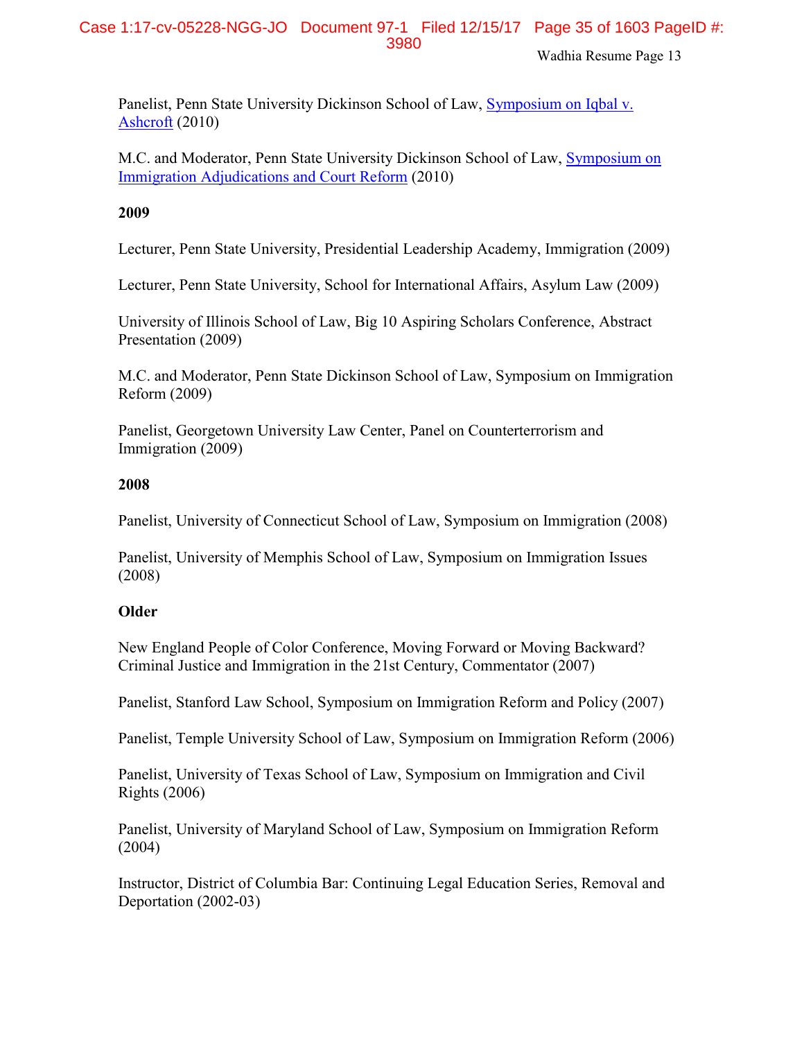Panelist, Penn State University Dickinson School of Law, Symposium on Iqbal v. Ashcroft (2010)

M.C. and Moderator, Penn State University Dickinson School of Law, Symposium on Immigration Adjudications and Court Reform (2010)

**2009**

Lecturer, Penn State University, Presidential Leadership Academy, Immigration (2009)

Lecturer, Penn State University, School for International Affairs, Asylum Law (2009)

University of Illinois School of Law, Big 10 Aspiring Scholars Conference, Abstract Presentation (2009)

M.C. and Moderator, Penn State Dickinson School of Law, Symposium on Immigration Reform (2009)

Panelist, Georgetown University Law Center, Panel on Counterterrorism and Immigration (2009)

**2008**

Panelist, University of Connecticut School of Law, Symposium on Immigration (2008)

Panelist, University of Memphis School of Law, Symposium on Immigration Issues (2008)

**Older**

New England People of Color Conference, Moving Forward or Moving Backward? Criminal Justice and Immigration in the 21st Century, Commentator (2007)

Panelist, Stanford Law School, Symposium on Immigration Reform and Policy (2007)

Panelist, Temple University School of Law, Symposium on Immigration Reform (2006)

Panelist, University of Texas School of Law, Symposium on Immigration and Civil Rights (2006)

Panelist, University of Maryland School of Law, Symposium on Immigration Reform (2004)

Instructor, District of Columbia Bar: Continuing Legal Education Series, Removal and Deportation (2002-03)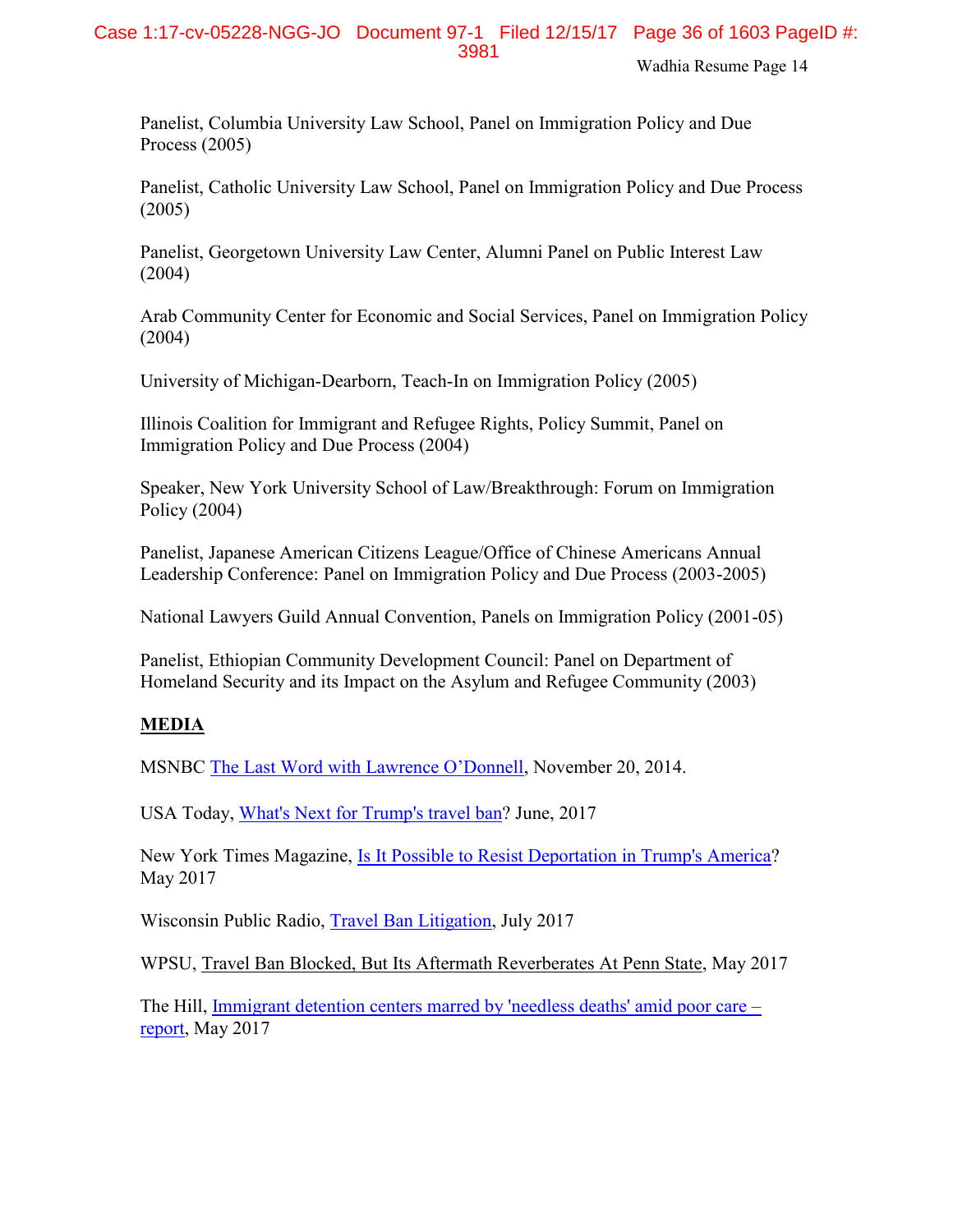Panelist, Columbia University Law School, Panel on Immigration Policy and Due Process (2005)

Panelist, Catholic University Law School, Panel on Immigration Policy and Due Process (2005)

Panelist, Georgetown University Law Center, Alumni Panel on Public Interest Law (2004)

Arab Community Center for Economic and Social Services, Panel on Immigration Policy (2004)

University of Michigan-Dearborn, Teach-In on Immigration Policy (2005)

Illinois Coalition for Immigrant and Refugee Rights, Policy Summit, Panel on Immigration Policy and Due Process (2004)

Speaker, New York University School of Law/Breakthrough: Forum on Immigration Policy (2004)

Panelist, Japanese American Citizens League/Office of Chinese Americans Annual Leadership Conference: Panel on Immigration Policy and Due Process (2003-2005)

National Lawyers Guild Annual Convention, Panels on Immigration Policy (2001-05)

Panelist, Ethiopian Community Development Council: Panel on Department of Homeland Security and its Impact on the Asylum and Refugee Community (2003)

## MEDIA

MSNBC The Last Word with Lawrence O'Donnell, November 20, 2014.

USA Today, What's Next for Trump's travel ban? June, 2017

New York Times Magazine, Is It Possible to Resist Deportation in Trump's America? May 2017

Wisconsin Public Radio, Travel Ban Litigation, July 2017

WPSU, Travel Ban Blocked, But Its Aftermath Reverberates At Penn State, May 2017

The Hill, Immigrant detention centers marred by 'needless deaths' amid poor care – report, May 2017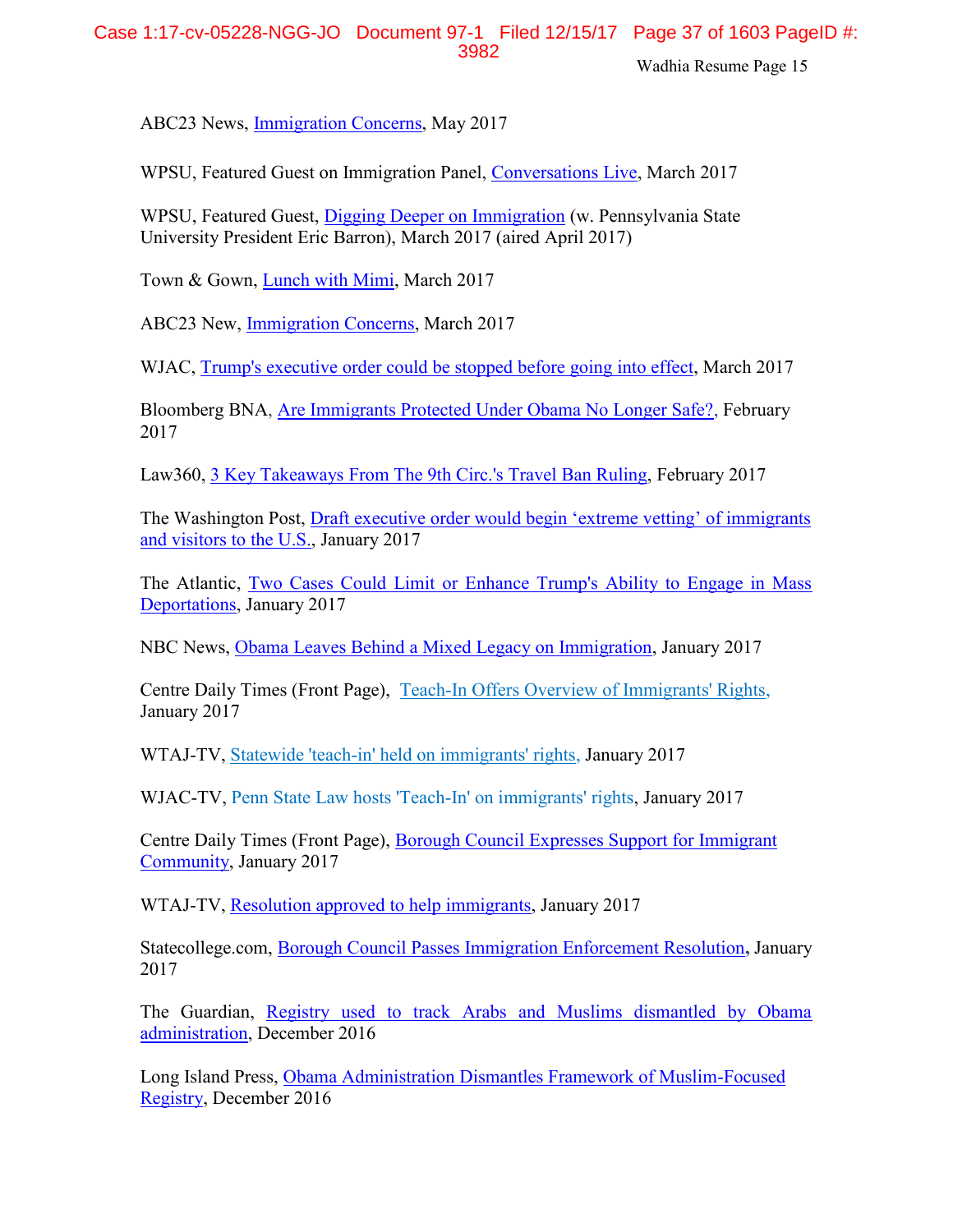ABC23 News, Immigration Concerns, May 2017

WPSU, Featured Guest on Immigration Panel, Conversations Live, March 2017

WPSU, Featured Guest, Digging Deeper on Immigration (w. Pennsylvania State University President Eric Barron), March 2017 (aired April 2017)

Town & Gown, Lunch with Mimi, March 2017

ABC23 New, Immigration Concerns, March 2017

WJAC, Trump's executive order could be stopped before going into effect, March 2017

Bloomberg BNA, Are Immigrants Protected Under Obama No Longer Safe?, February 2017

Law360, 3 Key Takeaways From The 9th Circ.'s Travel Ban Ruling, February 2017

The Washington Post, Draft executive order would begin 'extreme vetting' of immigrants and visitors to the U.S., January 2017

The Atlantic, Two Cases Could Limit or Enhance Trump's Ability to Engage in Mass Deportations, January 2017

NBC News, Obama Leaves Behind a Mixed Legacy on Immigration, January 2017

Centre Daily Times (Front Page), Teach-In Offers Overview of Immigrants' Rights, January 2017

WTAJ-TV, Statewide 'teach-in' held on immigrants' rights, January 2017

WJAC-TV, Penn State Law hosts 'Teach-In' on immigrants' rights, January 2017

Centre Daily Times (Front Page), Borough Council Expresses Support for Immigrant Community, January 2017

WTAJ-TV, Resolution approved to help immigrants, January 2017

Statecollege.com, Borough Council Passes Immigration Enforcement Resolution, January 2017

The Guardian, Registry used to track Arabs and Muslims dismantled by Obama administration, December 2016

Long Island Press, Obama Administration Dismantles Framework of Muslim-Focused Registry, December 2016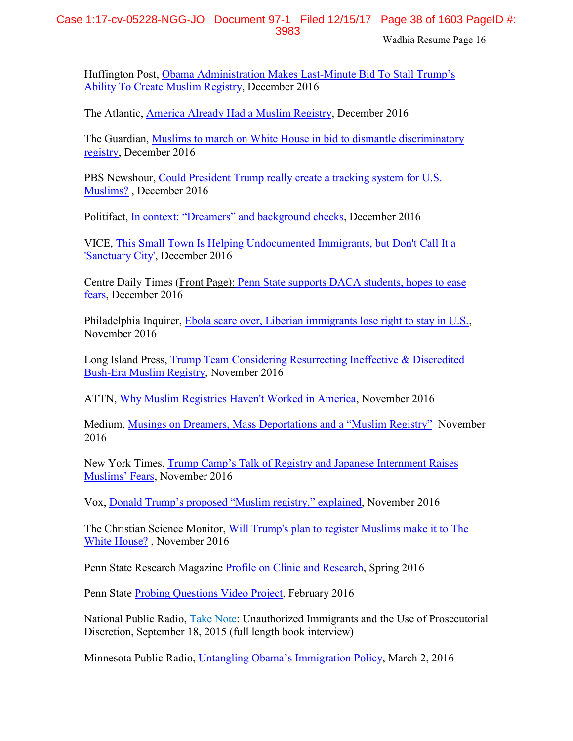Huffington Post, Obama Administration Makes Last-Minute Bid To Stall Trump's Ability To Create Muslim Registry, December 2016

The Atlantic, America Already Had a Muslim Registry, December 2016

The Guardian, Muslims to march on White House in bid to dismantle discriminatory registry, December 2016

PBS Newshour, Could President Trump really create a tracking system for U.S. Muslims? , December 2016

Politifact, In context: "Dreamers" and background checks, December 2016

VICE, This Small Town Is Helping Undocumented Immigrants, but Don't Call It a 'Sanctuary City', December 2016

Centre Daily Times (Front Page): Penn State supports DACA students, hopes to ease fears, December 2016

Philadelphia Inquirer, Ebola scare over, Liberian immigrants lose right to stay in U.S., November 2016

Long Island Press, Trump Team Considering Resurrecting Ineffective & Discredited Bush-Era Muslim Registry, November 2016

ATTN, Why Muslim Registries Haven't Worked in America, November 2016

Medium, Musings on Dreamers, Mass Deportations and a "Muslim Registry" November 2016

New York Times, Trump Camp's Talk of Registry and Japanese Internment Raises Muslims' Fears, November 2016

Vox, Donald Trump's proposed "Muslim registry," explained, November 2016

The Christian Science Monitor, Will Trump's plan to register Muslims make it to The White House? , November 2016

Penn State Research Magazine Profile on Clinic and Research, Spring 2016

Penn State Probing Questions Video Project, February 2016

National Public Radio, Take Note: Unauthorized Immigrants and the Use of Prosecutorial Discretion, September 18, 2015 (full length book interview)

Minnesota Public Radio, Untangling Obama's Immigration Policy, March 2, 2016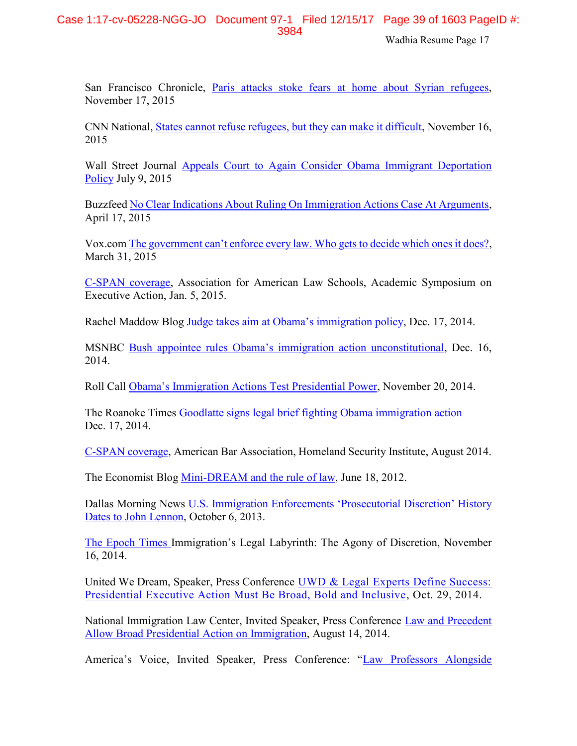San Francisco Chronicle, Paris attacks stoke fears at home about Syrian refugees, November 17, 2015

CNN National, States cannot refuse refugees, but they can make it difficult, November 16, 2015

Wall Street Journal Appeals Court to Again Consider Obama Immigrant Deportation Policy July 9, 2015

Buzzfeed No Clear Indications About Ruling On Immigration Actions Case At Arguments, April 17, 2015

Vox.com The government can't enforce every law. Who gets to decide which ones it does?, March 31, 2015

C-SPAN coverage, Association for American Law Schools, Academic Symposium on Executive Action, Jan. 5, 2015.

Rachel Maddow Blog Judge takes aim at Obama's immigration policy, Dec. 17, 2014.

MSNBC Bush appointee rules Obama's immigration action unconstitutional, Dec. 16, 2014.

Roll Call Obama's Immigration Actions Test Presidential Power, November 20, 2014.

The Roanoke Times Goodlatte signs legal brief fighting Obama immigration action Dec. 17, 2014.

C-SPAN coverage, American Bar Association, Homeland Security Institute, August 2014.

The Economist Blog Mini-DREAM and the rule of law, June 18, 2012.

Dallas Morning News U.S. Immigration Enforcements 'Prosecutorial Discretion' History Dates to John Lennon, October 6, 2013.

The Epoch Times Immigration's Legal Labyrinth: The Agony of Discretion, November 16, 2014.

United We Dream, Speaker, Press Conference UWD & Legal Experts Define Success: Presidential Executive Action Must Be Broad, Bold and Inclusive, Oct. 29, 2014.

National Immigration Law Center, Invited Speaker, Press Conference Law and Precedent Allow Broad Presidential Action on Immigration, August 14, 2014.

America's Voice, Invited Speaker, Press Conference: "Law Professors Alongside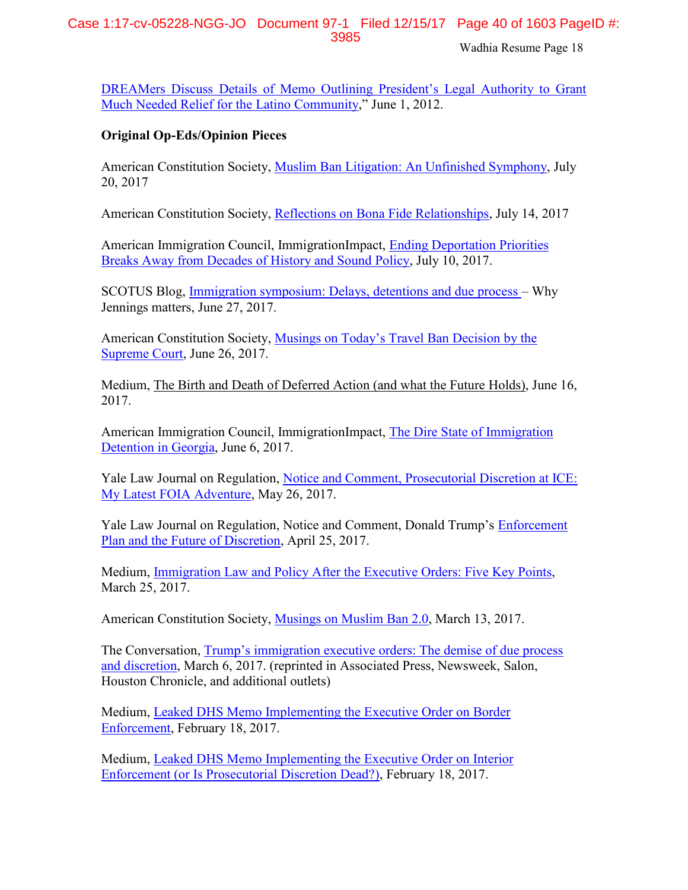DREAMers Discuss Details of Memo Outlining President's Legal Authority to Grant Much Needed Relief for the Latino Community," June 1, 2012.

**Original Op-Eds/Opinion Pieces**

American Constitution Society, Muslim Ban Litigation: An Unfinished Symphony, July 20, 2017

American Constitution Society, Reflections on Bona Fide Relationships, July 14, 2017

American Immigration Council, ImmigrationImpact, Ending Deportation Priorities Breaks Away from Decades of History and Sound Policy, July 10, 2017.

SCOTUS Blog, Immigration symposium: Delays, detentions and due process – Why Jennings matters, June 27, 2017.

American Constitution Society, Musings on Today's Travel Ban Decision by the Supreme Court, June 26, 2017.

Medium, The Birth and Death of Deferred Action (and what the Future Holds), June 16, 2017.

American Immigration Council, ImmigrationImpact, The Dire State of Immigration Detention in Georgia, June 6, 2017.

Yale Law Journal on Regulation, Notice and Comment, Prosecutorial Discretion at ICE: My Latest FOIA Adventure, May 26, 2017.

Yale Law Journal on Regulation, Notice and Comment, Donald Trump's Enforcement Plan and the Future of Discretion, April 25, 2017.

Medium, Immigration Law and Policy After the Executive Orders: Five Key Points, March 25, 2017.

American Constitution Society, Musings on Muslim Ban 2.0, March 13, 2017.

The Conversation, Trump's immigration executive orders: The demise of due process and discretion, March 6, 2017. (reprinted in Associated Press, Newsweek, Salon, Houston Chronicle, and additional outlets)

Medium, Leaked DHS Memo Implementing the Executive Order on Border Enforcement, February 18, 2017.

Medium, Leaked DHS Memo Implementing the Executive Order on Interior Enforcement (or Is Prosecutorial Discretion Dead?), February 18, 2017.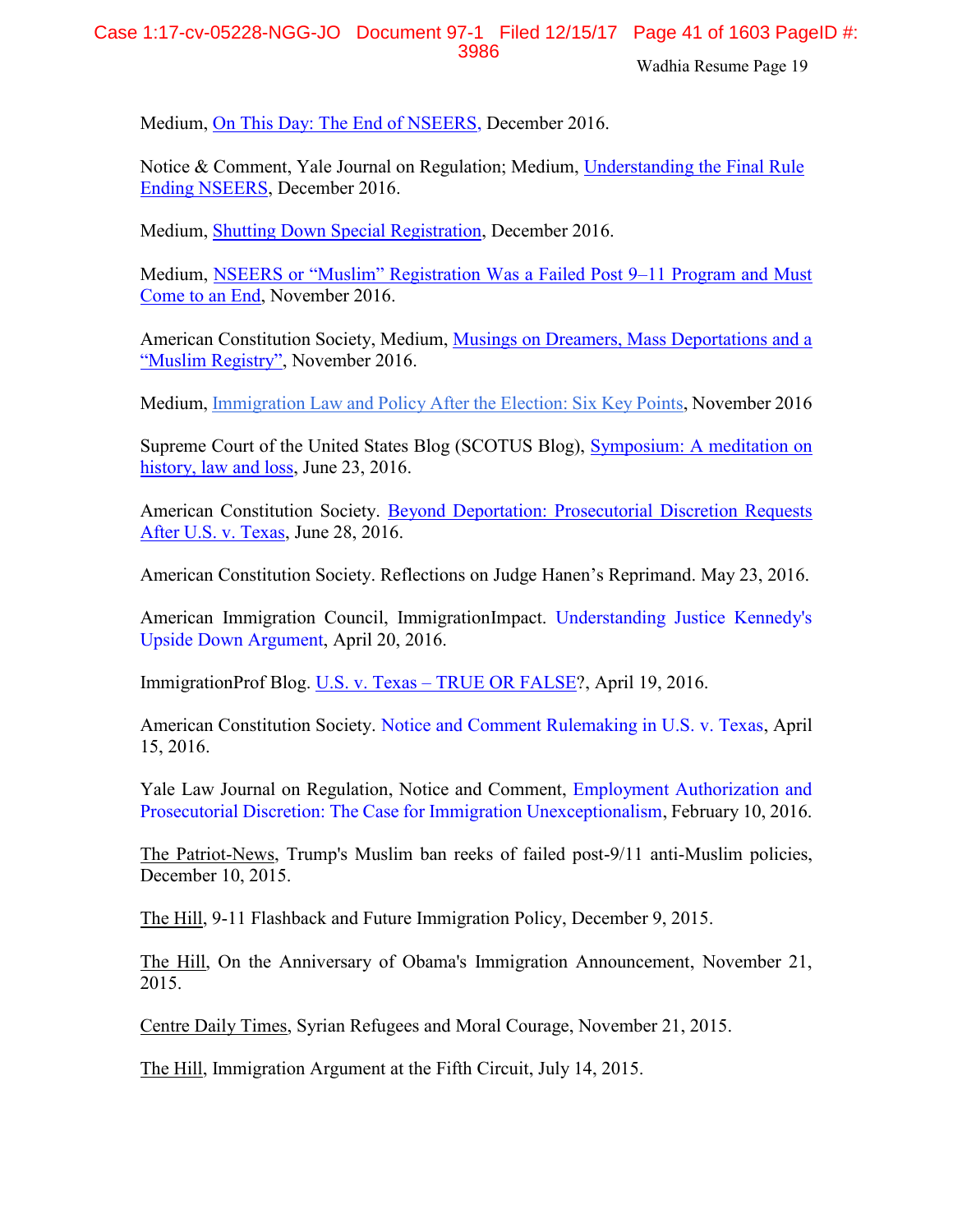Medium, On This Day: The End of NSEERS, December 2016.

Notice & Comment, Yale Journal on Regulation; Medium, Understanding the Final Rule Ending NSEERS, December 2016.

Medium, Shutting Down Special Registration, December 2016.

Medium, NSEERS or "Muslim" Registration Was a Failed Post 9–11 Program and Must Come to an End, November 2016.

American Constitution Society, Medium, Musings on Dreamers, Mass Deportations and a "Muslim Registry", November 2016.

Medium, Immigration Law and Policy After the Election: Six Key Points, November 2016

Supreme Court of the United States Blog (SCOTUS Blog), Symposium: A meditation on history, law and loss, June 23, 2016.

American Constitution Society. Beyond Deportation: Prosecutorial Discretion Requests After U.S. v. Texas, June 28, 2016.

American Constitution Society. Reflections on Judge Hanen's Reprimand. May 23, 2016.

American Immigration Council, ImmigrationImpact. Understanding Justice Kennedy's Upside Down Argument, April 20, 2016.

ImmigrationProf Blog. U.S. v. Texas – TRUE OR FALSE?, April 19, 2016.

American Constitution Society. Notice and Comment Rulemaking in U.S. v. Texas, April 15, 2016.

Yale Law Journal on Regulation, Notice and Comment, Employment Authorization and Prosecutorial Discretion: The Case for Immigration Unexceptionalism, February 10, 2016.

The Patriot-News, Trump's Muslim ban reeks of failed post-9/11 anti-Muslim policies, December 10, 2015.

The Hill, 9-11 Flashback and Future Immigration Policy, December 9, 2015.

The Hill, On the Anniversary of Obama's Immigration Announcement, November 21, 2015.

Centre Daily Times, Syrian Refugees and Moral Courage, November 21, 2015.

The Hill, Immigration Argument at the Fifth Circuit, July 14, 2015.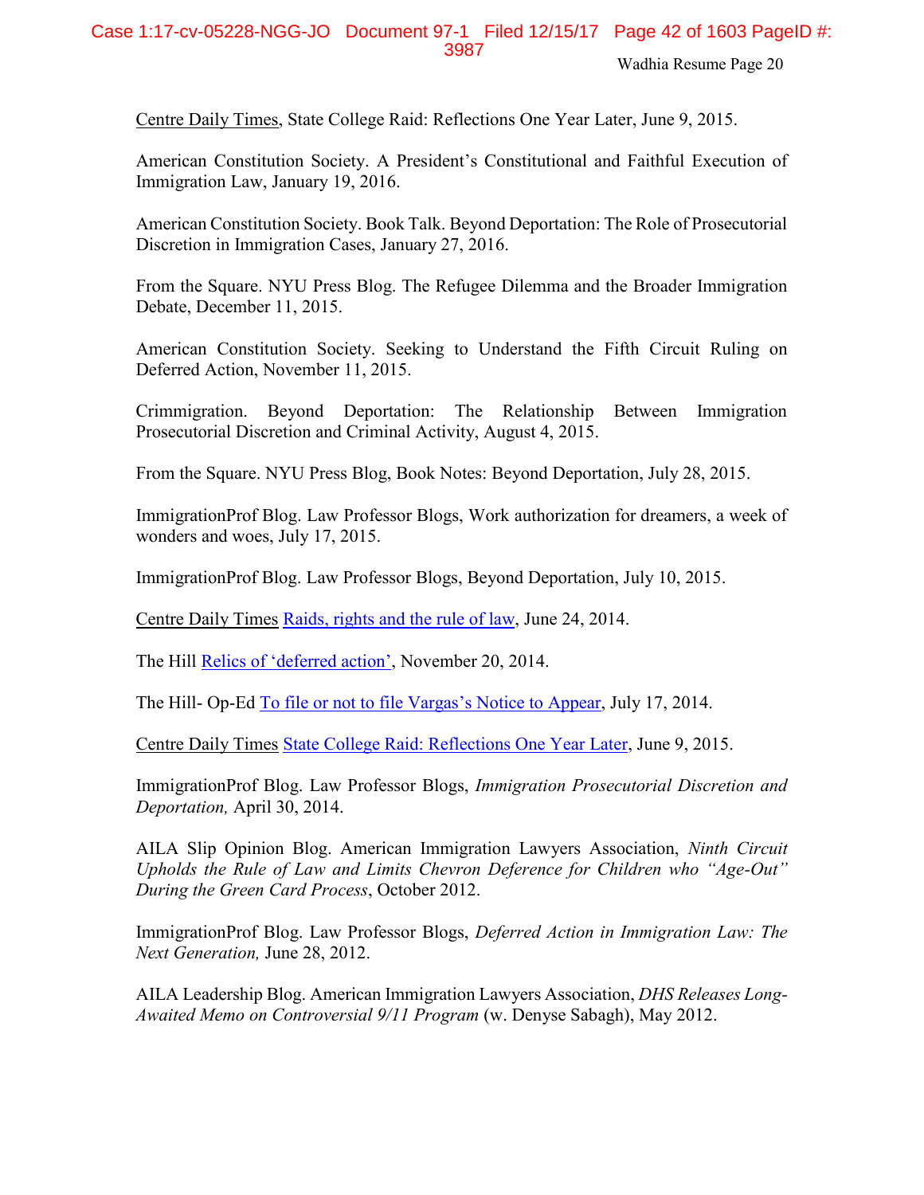Centre Daily Times, State College Raid: Reflections One Year Later, June 9, 2015.

American Constitution Society. A President's Constitutional and Faithful Execution of Immigration Law, January 19, 2016.

American Constitution Society. Book Talk. Beyond Deportation: The Role of Prosecutorial Discretion in Immigration Cases, January 27, 2016.

From the Square. NYU Press Blog. The Refugee Dilemma and the Broader Immigration Debate, December 11, 2015.

American Constitution Society. Seeking to Understand the Fifth Circuit Ruling on Deferred Action, November 11, 2015.

Crimmigration. Beyond Deportation: The Relationship Between Immigration Prosecutorial Discretion and Criminal Activity, August 4, 2015.

From the Square. NYU Press Blog, Book Notes: Beyond Deportation, July 28, 2015.

ImmigrationProf Blog. Law Professor Blogs, Work authorization for dreamers, a week of wonders and woes, July 17, 2015.

ImmigrationProf Blog. Law Professor Blogs, Beyond Deportation, July 10, 2015.

Centre Daily Times Raids, rights and the rule of law, June 24, 2014.

The Hill Relics of 'deferred action', November 20, 2014.

The Hill- Op-Ed To file or not to file Vargas's Notice to Appear, July 17, 2014.

Centre Daily Times State College Raid: Reflections One Year Later, June 9, 2015.

ImmigrationProf Blog. Law Professor Blogs, *Immigration Prosecutorial Discretion and Deportation,* April 30, 2014.

AILA Slip Opinion Blog. American Immigration Lawyers Association, *Ninth Circuit Upholds the Rule of Law and Limits Chevron Deference for Children who "Age-Out" During the Green Card Process*, October 2012.

ImmigrationProf Blog. Law Professor Blogs, *Deferred Action in Immigration Law: The Next Generation,* June 28, 2012.

AILA Leadership Blog. American Immigration Lawyers Association, *DHS Releases Long-Awaited Memo on Controversial 9/11 Program* (w. Denyse Sabagh), May 2012.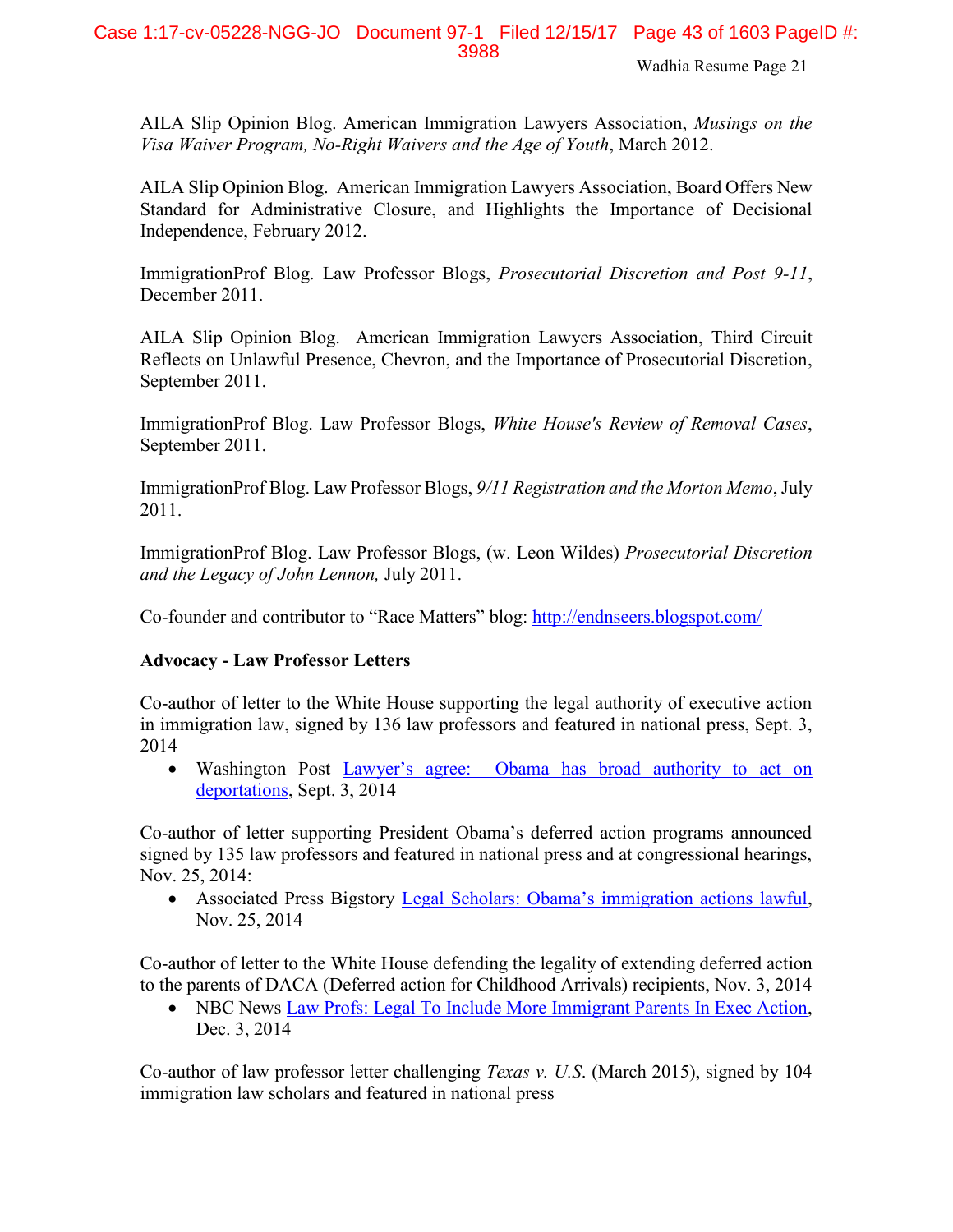AILA Slip Opinion Blog. American Immigration Lawyers Association, *Musings on the Visa Waiver Program, No-Right Waivers and the Age of Youth*, March 2012.

AILA Slip Opinion Blog. American Immigration Lawyers Association, Board Offers New Standard for Administrative Closure, and Highlights the Importance of Decisional Independence, February 2012.

ImmigrationProf Blog. Law Professor Blogs, *Prosecutorial Discretion and Post 9-11*, December 2011.

AILA Slip Opinion Blog. American Immigration Lawyers Association, Third Circuit Reflects on Unlawful Presence, Chevron, and the Importance of Prosecutorial Discretion, September 2011.

ImmigrationProf Blog. Law Professor Blogs, *White House's Review of Removal Cases*, September 2011.

ImmigrationProf Blog. Law Professor Blogs, *9/11 Registration and the Morton Memo*, July 2011.

ImmigrationProf Blog. Law Professor Blogs, (w. Leon Wildes) *Prosecutorial Discretion and the Legacy of John Lennon,* July 2011.

Co-founder and contributor to "Race Matters" blog: [http://endnseers.blogspot.com/](http://endnseers.blogspot.com/)

**Advocacy - Law Professor Letters**

Co-author of letter to the White House supporting the legal authority of executive action in immigration law, signed by 136 law professors and featured in national press, Sept. 3, 2014

- Washington Post Lawyer's agree: Obama has broad authority to act on deportations, Sept. 3, 2014

Co-author of letter supporting President Obama's deferred action programs announced signed by 135 law professors and featured in national press and at congressional hearings, Nov. 25, 2014:

- Associated Press Bigstory Legal Scholars: Obama's immigration actions lawful, Nov. 25, 2014

Co-author of letter to the White House defending the legality of extending deferred action to the parents of DACA (Deferred action for Childhood Arrivals) recipients, Nov. 3, 2014

- NBC News Law Profs: Legal To Include More Immigrant Parents In Exec Action, Dec. 3, 2014

Co-author of law professor letter challenging *Texas v. U.S.* (March 2015), signed by 104 immigration law scholars and featured in national press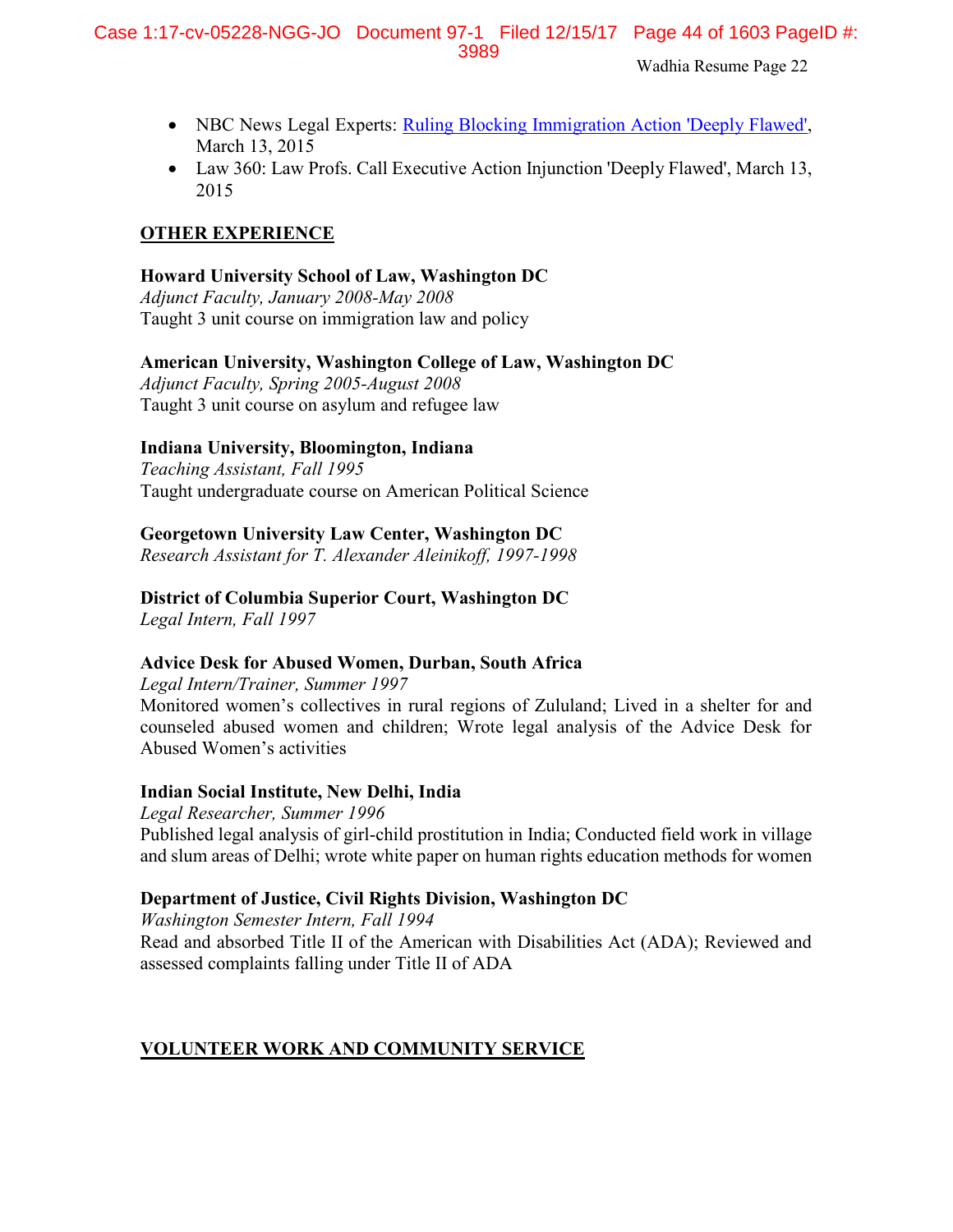- NBC News Legal Experts: [Ruling Blocking Immigration Action 'Deeply Flawed'](), March 13, 2015
- Law 360: Law Profs. Call Executive Action Injunction 'Deeply Flawed', March 13, 2015

## OTHER EXPERIENCE

**Howard University School of Law, Washington DC**
*Adjunct Faculty, January 2008-May 2008*
Taught 3 unit course on immigration law and policy

**American University, Washington College of Law, Washington DC**
*Adjunct Faculty, Spring 2005-August 2008*
Taught 3 unit course on asylum and refugee law

**Indiana University, Bloomington, Indiana**
*Teaching Assistant, Fall 1995*
Taught undergraduate course on American Political Science

**Georgetown University Law Center, Washington DC**
*Research Assistant for T. Alexander Aleinikoff, 1997-1998*

**District of Columbia Superior Court, Washington DC**
*Legal Intern, Fall 1997*

**Advice Desk for Abused Women, Durban, South Africa**
*Legal Intern/Trainer, Summer 1997*
Monitored women's collectives in rural regions of Zululand; Lived in a shelter for and counseled abused women and children; Wrote legal analysis of the Advice Desk for Abused Women's activities

**Indian Social Institute, New Delhi, India**
*Legal Researcher, Summer 1996*
Published legal analysis of girl-child prostitution in India; Conducted field work in village and slum areas of Delhi; wrote white paper on human rights education methods for women

**Department of Justice, Civil Rights Division, Washington DC**
*Washington Semester Intern, Fall 1994*
Read and absorbed Title II of the American with Disabilities Act (ADA); Reviewed and assessed complaints falling under Title II of ADA

## VOLUNTEER WORK AND COMMUNITY SERVICE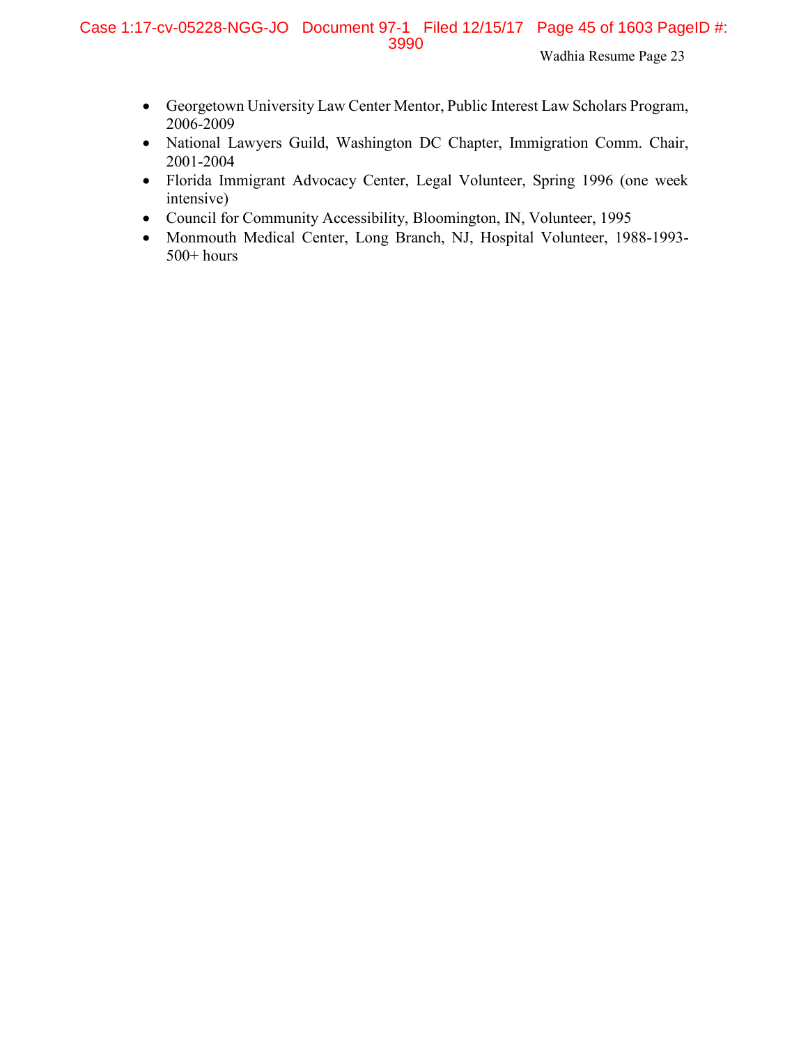- Georgetown University Law Center Mentor, Public Interest Law Scholars Program, 2006-2009
- National Lawyers Guild, Washington DC Chapter, Immigration Comm. Chair, 2001-2004
- Florida Immigrant Advocacy Center, Legal Volunteer, Spring 1996 (one week intensive)
- Council for Community Accessibility, Bloomington, IN, Volunteer, 1995
- Monmouth Medical Center, Long Branch, NJ, Hospital Volunteer, 1988-1993-500+ hours